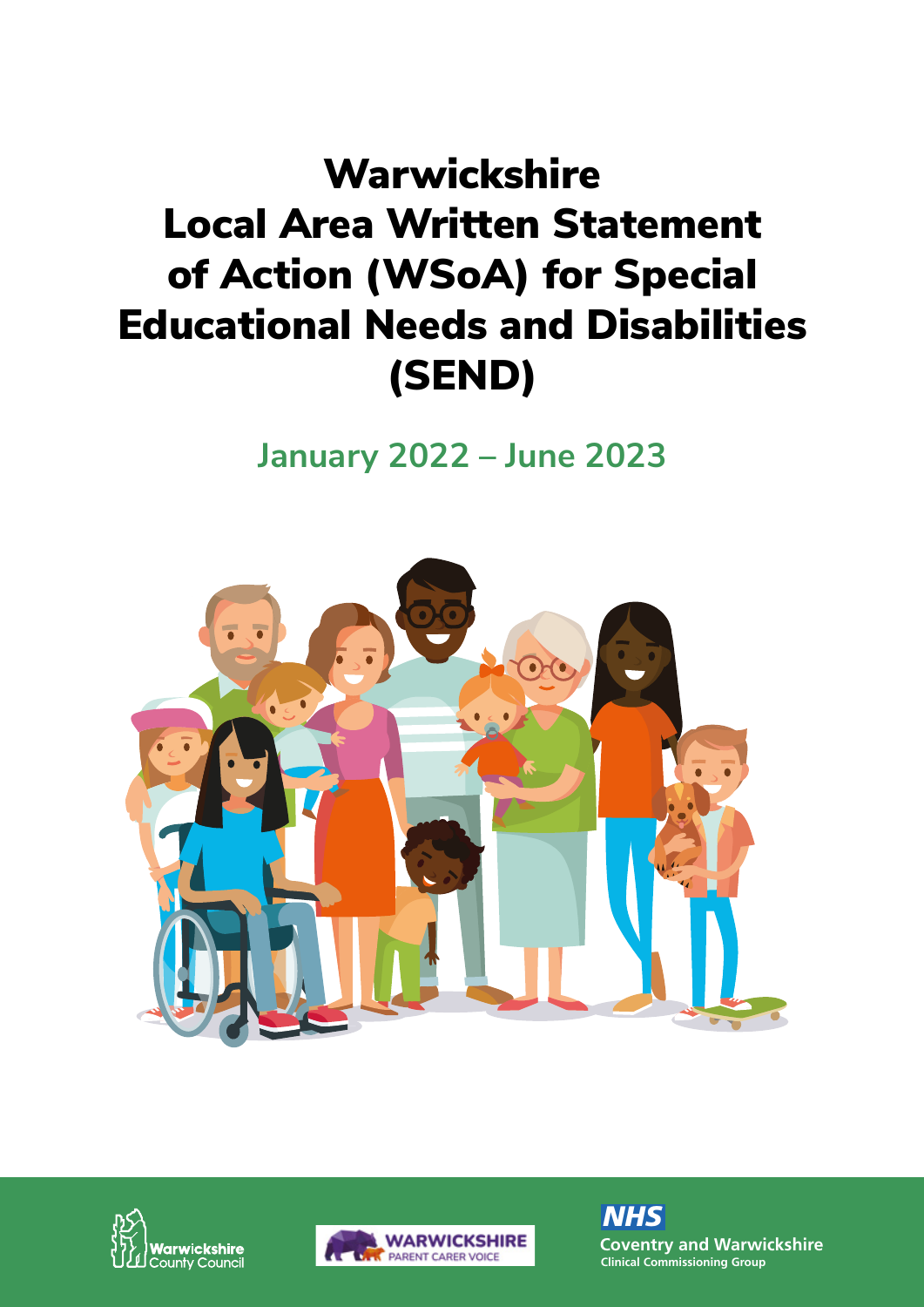# Warwickshire Local Area Written Statement of Action (WSoA) for Special Educational Needs and Disabilities (SEND)

## January 2022 – June 2023

Warwickshire County Council

WARWICKSHIRE PARENT CARER VOICE

NHS Coventry and Warwickshire Clinical Commissioning Group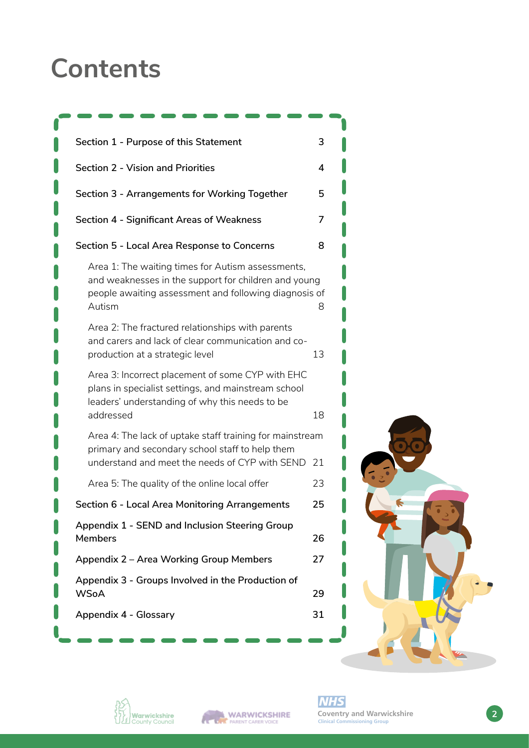# Contents

| | |
|---|---|
| **Section 1 - Purpose of this Statement** | **3** |
| **Section 2 - Vision and Priorities** | **4** |
| **Section 3 - Arrangements for Working Together** | **5** |
| **Section 4 - Significant Areas of Weakness** | **7** |
| **Section 5 - Local Area Response to Concerns** | **8** |
| Area 1: The waiting times for Autism assessments, and weaknesses in the support for children and young people awaiting assessment and following diagnosis of Autism | 8 |
| Area 2: The fractured relationships with parents and carers and lack of clear communication and co-production at a strategic level | 13 |
| Area 3: Incorrect placement of some CYP with EHC plans in specialist settings, and mainstream school leaders' understanding of why this needs to be addressed | 18 |
| Area 4: The lack of uptake staff training for mainstream primary and secondary school staff to help them understand and meet the needs of CYP with SEND | 21 |
| Area 5: The quality of the online local offer | 23 |
| **Section 6 - Local Area Monitoring Arrangements** | **25** |
| **Appendix 1 - SEND and Inclusion Steering Group Members** | **26** |
| **Appendix 2 – Area Working Group Members** | **27** |
| **Appendix 3 - Groups Involved in the Production of WSoA** | **29** |
| **Appendix 4 - Glossary** | **31** |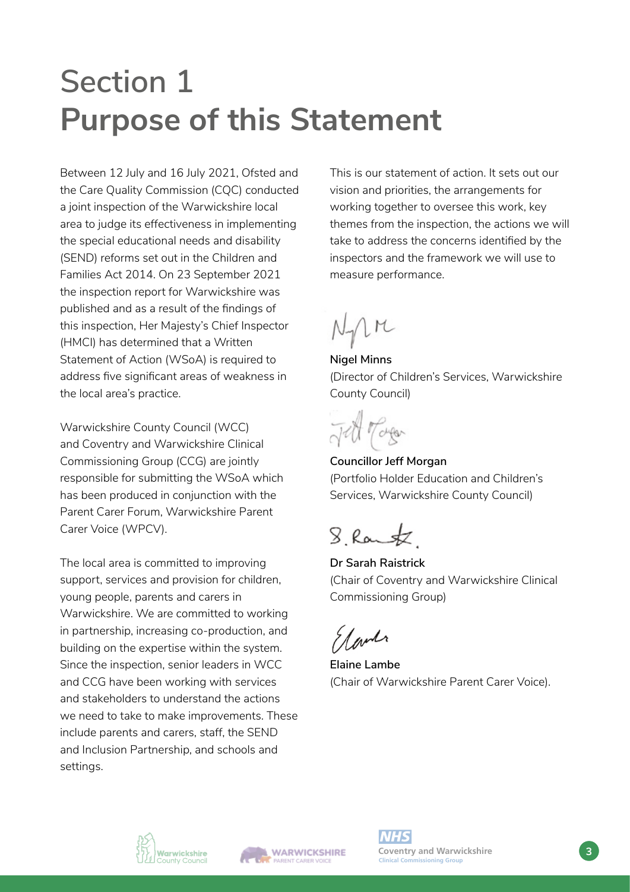# Section 1 Purpose of this Statement

Between 12 July and 16 July 2021, Ofsted and the Care Quality Commission (CQC) conducted a joint inspection of the Warwickshire local area to judge its effectiveness in implementing the special educational needs and disability (SEND) reforms set out in the Children and Families Act 2014. On 23 September 2021 the inspection report for Warwickshire was published and as a result of the findings of this inspection, Her Majesty's Chief Inspector (HMCI) has determined that a Written Statement of Action (WSoA) is required to address five significant areas of weakness in the local area's practice.

Warwickshire County Council (WCC) and Coventry and Warwickshire Clinical Commissioning Group (CCG) are jointly responsible for submitting the WSoA which has been produced in conjunction with the Parent Carer Forum, Warwickshire Parent Carer Voice (WPCV).

The local area is committed to improving support, services and provision for children, young people, parents and carers in Warwickshire. We are committed to working in partnership, increasing co-production, and building on the expertise within the system. Since the inspection, senior leaders in WCC and CCG have been working with services and stakeholders to understand the actions we need to take to make improvements. These include parents and carers, staff, the SEND and Inclusion Partnership, and schools and settings.

This is our statement of action. It sets out our vision and priorities, the arrangements for working together to oversee this work, key themes from the inspection, the actions we will take to address the concerns identified by the inspectors and the framework we will use to measure performance.

**Nigel Minns**
(Director of Children's Services, Warwickshire County Council)

**Councillor Jeff Morgan**
(Portfolio Holder Education and Children's Services, Warwickshire County Council)

**Dr Sarah Raistrick**
(Chair of Coventry and Warwickshire Clinical Commissioning Group)

**Elaine Lambe**
(Chair of Warwickshire Parent Carer Voice).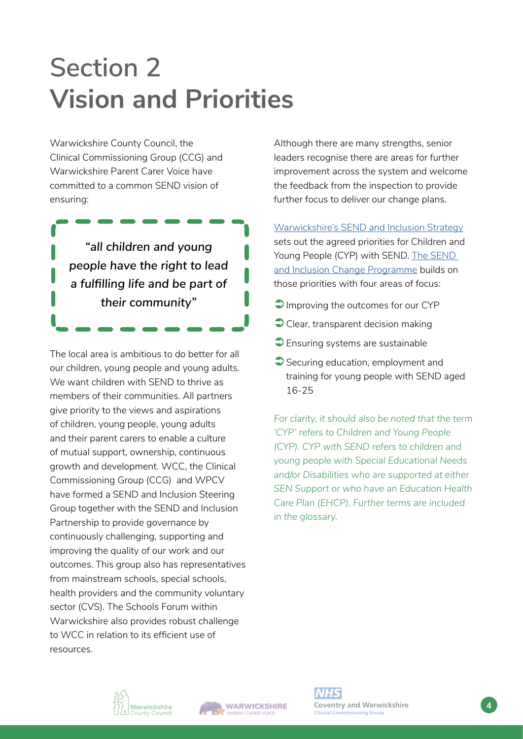# Section 2
# Vision and Priorities

Warwickshire County Council, the Clinical Commissioning Group (CCG) and Warwickshire Parent Carer Voice have committed to a common SEND vision of ensuring:

> ***"all children and young people have the right to lead a fulfilling life and be part of their community"***

The local area is ambitious to do better for all our children, young people and young adults. We want children with SEND to thrive as members of their communities. All partners give priority to the views and aspirations of children, young people, young adults and their parent carers to enable a culture of mutual support, ownership, continuous growth and development. WCC, the Clinical Commissioning Group (CCG) and WPCV have formed a SEND and Inclusion Steering Group together with the SEND and Inclusion Partnership to provide governance by continuously challenging, supporting and improving the quality of our work and our outcomes. This group also has representatives from mainstream schools, special schools, health providers and the community voluntary sector (CVS). The Schools Forum within Warwickshire also provides robust challenge to WCC in relation to its efficient use of resources.

Although there are many strengths, senior leaders recognise there are areas for further improvement across the system and welcome the feedback from the inspection to provide further focus to deliver our change plans.

Warwickshire's SEND and Inclusion Strategy sets out the agreed priorities for Children and Young People (CYP) with SEND. The SEND and Inclusion Change Programme builds on those priorities with four areas of focus:

- Improving the outcomes for our CYP
- Clear, transparent decision making
- Ensuring systems are sustainable
- Securing education, employment and training for young people with SEND aged 16-25

*For clarity, it should also be noted that the term 'CYP' refers to Children and Young People (CYP). CYP with SEND refers to children and young people with Special Educational Needs and/or Disabilities who are supported at either SEN Support or who have an Education Health Care Plan (EHCP). Further terms are included in the glossary.*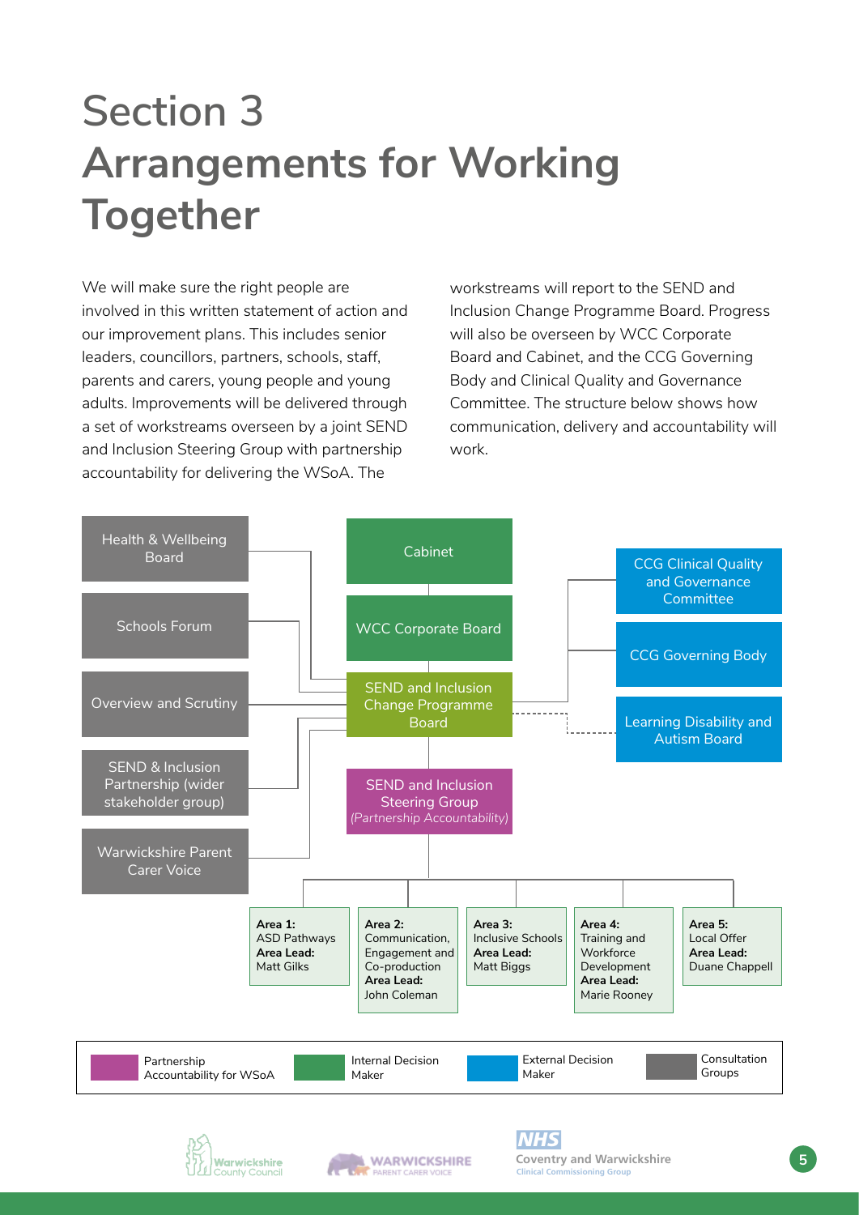# Section 3
# Arrangements for Working Together

We will make sure the right people are involved in this written statement of action and our improvement plans. This includes senior leaders, councillors, partners, schools, staff, parents and carers, young people and young adults. Improvements will be delivered through a set of workstreams overseen by a joint SEND and Inclusion Steering Group with partnership accountability for delivering the WSoA. The workstreams will report to the SEND and Inclusion Change Programme Board. Progress will also be overseen by WCC Corporate Board and Cabinet, and the CCG Governing Body and Clinical Quality and Governance Committee. The structure below shows how communication, delivery and accountability will work.

Health & Wellbeing Board

Schools Forum

Overview and Scrutiny

SEND & Inclusion Partnership (wider stakeholder group)

Warwickshire Parent Carer Voice

Cabinet

WCC Corporate Board

SEND and Inclusion Change Programme Board

SEND and Inclusion Steering Group *(Partnership Accountability)*

CCG Clinical Quality and Governance Committee

CCG Governing Body

Learning Disability and Autism Board

**Area 1:** ASD Pathways **Area Lead:** Matt Gilks

**Area 2:** Communication, Engagement and Co-production **Area Lead:** John Coleman

**Area 3:** Inclusive Schools **Area Lead:** Matt Biggs

**Area 4:** Training and Workforce Development **Area Lead:** Marie Rooney

**Area 5:** Local Offer **Area Lead:** Duane Chappell

Partnership Accountability for WSoA | Internal Decision Maker | External Decision Maker | Consultation Groups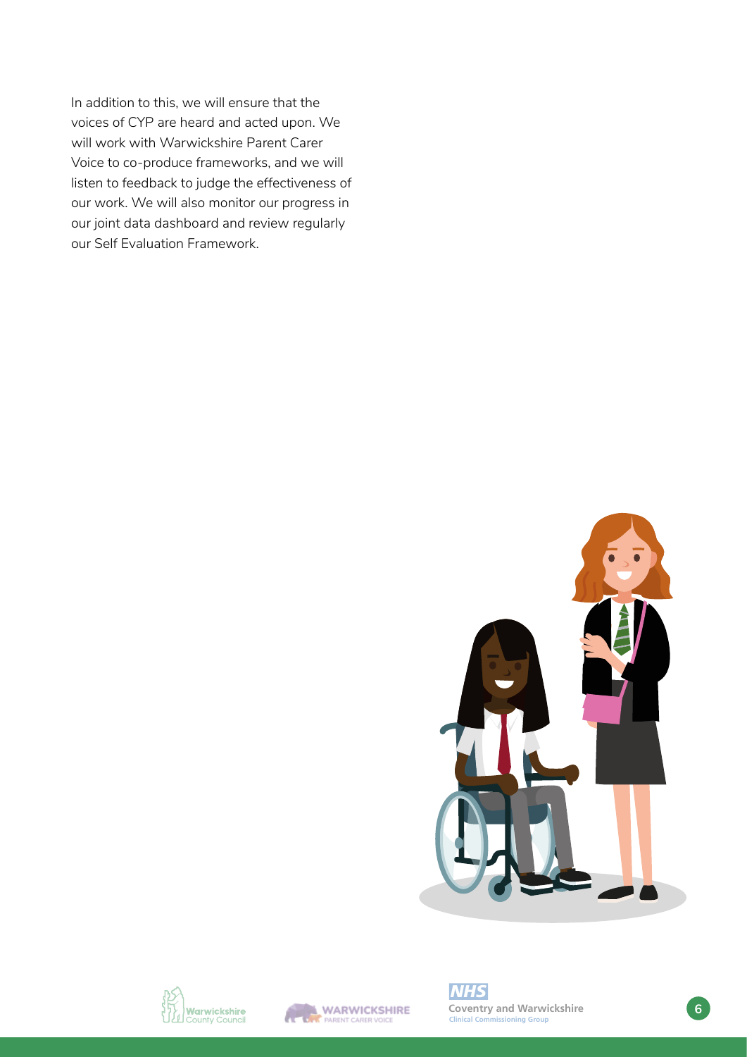In addition to this, we will ensure that the voices of CYP are heard and acted upon. We will work with Warwickshire Parent Carer Voice to co-produce frameworks, and we will listen to feedback to judge the effectiveness of our work. We will also monitor our progress in our joint data dashboard and review regularly our Self Evaluation Framework.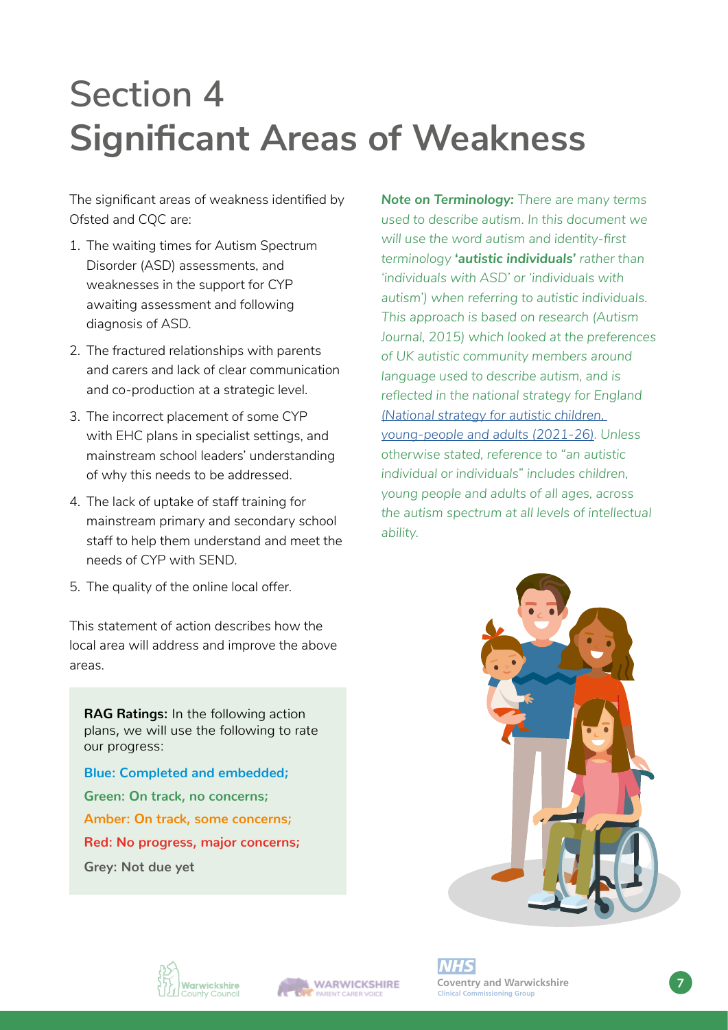# Section 4
# Significant Areas of Weakness

The significant areas of weakness identified by Ofsted and CQC are:

1. The waiting times for Autism Spectrum Disorder (ASD) assessments, and weaknesses in the support for CYP awaiting assessment and following diagnosis of ASD.
2. The fractured relationships with parents and carers and lack of clear communication and co-production at a strategic level.
3. The incorrect placement of some CYP with EHC plans in specialist settings, and mainstream school leaders' understanding of why this needs to be addressed.
4. The lack of uptake of staff training for mainstream primary and secondary school staff to help them understand and meet the needs of CYP with SEND.
5. The quality of the online local offer.

This statement of action describes how the local area will address and improve the above areas.

**RAG Ratings:** In the following action plans, we will use the following to rate our progress:

**Blue: Completed and embedded;**

**Green: On track, no concerns;**

**Amber: On track, some concerns;**

**Red: No progress, major concerns;**

**Grey: Not due yet**

***Note on Terminology:*** *There are many terms used to describe autism. In this document we will use the word autism and identity-first terminology **'autistic individuals'** rather than 'individuals with ASD' or 'individuals with autism') when referring to autistic individuals. This approach is based on research (Autism Journal, 2015) which looked at the preferences of UK autistic community members around language used to describe autism, and is reflected in the national strategy for England [(National strategy for autistic children, young-people and adults (2021-26)](). Unless otherwise stated, reference to "an autistic individual or individuals" includes children, young people and adults of all ages, across the autism spectrum at all levels of intellectual ability.*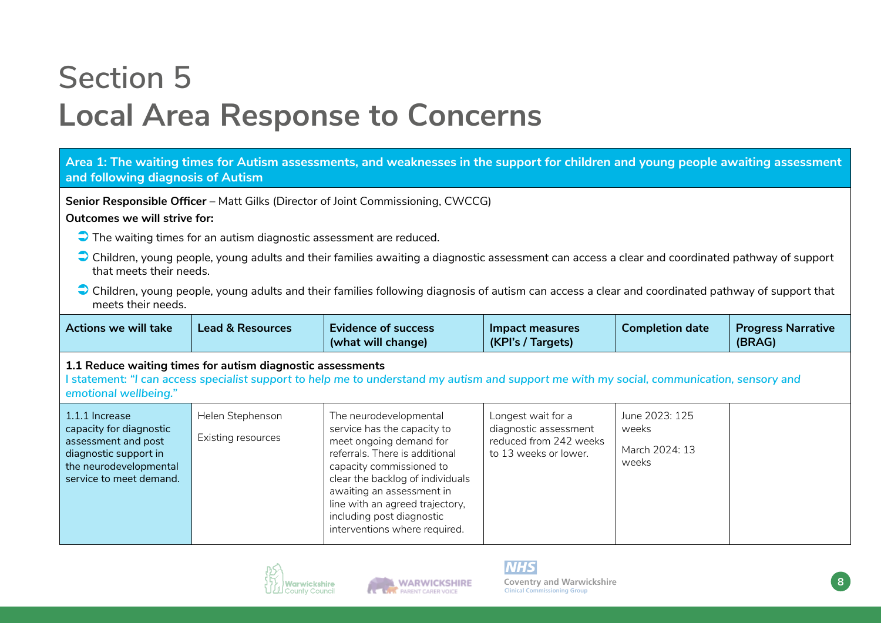# Section 5
# Local Area Response to Concerns

**Area 1: The waiting times for Autism assessments, and weaknesses in the support for children and young people awaiting assessment and following diagnosis of Autism**

**Senior Responsible Officer** – Matt Gilks (Director of Joint Commissioning, CWCCG)

**Outcomes we will strive for:**

- The waiting times for an autism diagnostic assessment are reduced.
- Children, young people, young adults and their families awaiting a diagnostic assessment can access a clear and coordinated pathway of support that meets their needs.
- Children, young people, young adults and their families following diagnosis of autism can access a clear and coordinated pathway of support that meets their needs.

| Actions we will take | Lead & Resources | Evidence of success (what will change) | Impact measures (KPI's / Targets) | Completion date | Progress Narrative (BRAG) |
|---|---|---|---|---|---|
| **1.1 Reduce waiting times for autism diagnostic assessments** *I statement: "I can access specialist support to help me to understand my autism and support me with my social, communication, sensory and emotional wellbeing."* | | | | | |
| 1.1.1 Increase capacity for diagnostic assessment and post diagnostic support in the neurodevelopmental service to meet demand. | Helen Stephenson<br><br>Existing resources | The neurodevelopmental service has the capacity to meet ongoing demand for referrals. There is additional capacity commissioned to clear the backlog of individuals awaiting an assessment in line with an agreed trajectory, including post diagnostic interventions where required. | Longest wait for a diagnostic assessment reduced from 242 weeks to 13 weeks or lower. | June 2023: 125 weeks<br><br>March 2024: 13 weeks | |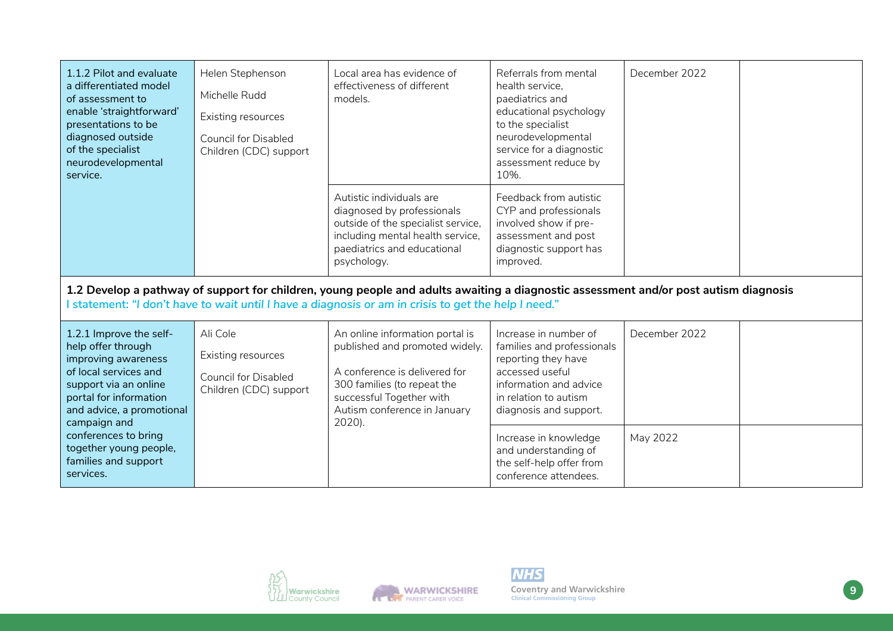| | | | | | |
|---|---|---|---|---|---|
| 1.1.2 Pilot and evaluate a differentiated model of assessment to enable 'straightforward' presentations to be diagnosed outside of the specialist neurodevelopmental service. | Helen Stephenson<br><br>Michelle Rudd<br><br>Existing resources<br><br>Council for Disabled Children (CDC) support | Local area has evidence of effectiveness of different models. | Referrals from mental health service, paediatrics and educational psychology to the specialist neurodevelopmental service for a diagnostic assessment reduce by 10%. | December 2022 | |
| | | Autistic individuals are diagnosed by professionals outside of the specialist service, including mental health service, paediatrics and educational psychology. | Feedback from autistic CYP and professionals involved show if pre-assessment and post diagnostic support has improved. | | |

**1.2 Develop a pathway of support for children, young people and adults awaiting a diagnostic assessment and/or post autism diagnosis**

*I statement: "I don't have to wait until I have a diagnosis or am in crisis to get the help I need."*

| | | | | | |
|---|---|---|---|---|---|
| 1.2.1 Improve the self-help offer through improving awareness of local services and support via an online portal for information and advice, a promotional campaign and conferences to bring together young people, families and support services. | Ali Cole<br><br>Existing resources<br><br>Council for Disabled Children (CDC) support | An online information portal is published and promoted widely.<br><br>A conference is delivered for 300 families (to repeat the successful Together with Autism conference in January 2020). | Increase in number of families and professionals reporting they have accessed useful information and advice in relation to autism diagnosis and support. | December 2022 | |
| | | | Increase in knowledge and understanding of the self-help offer from conference attendees. | May 2022 | |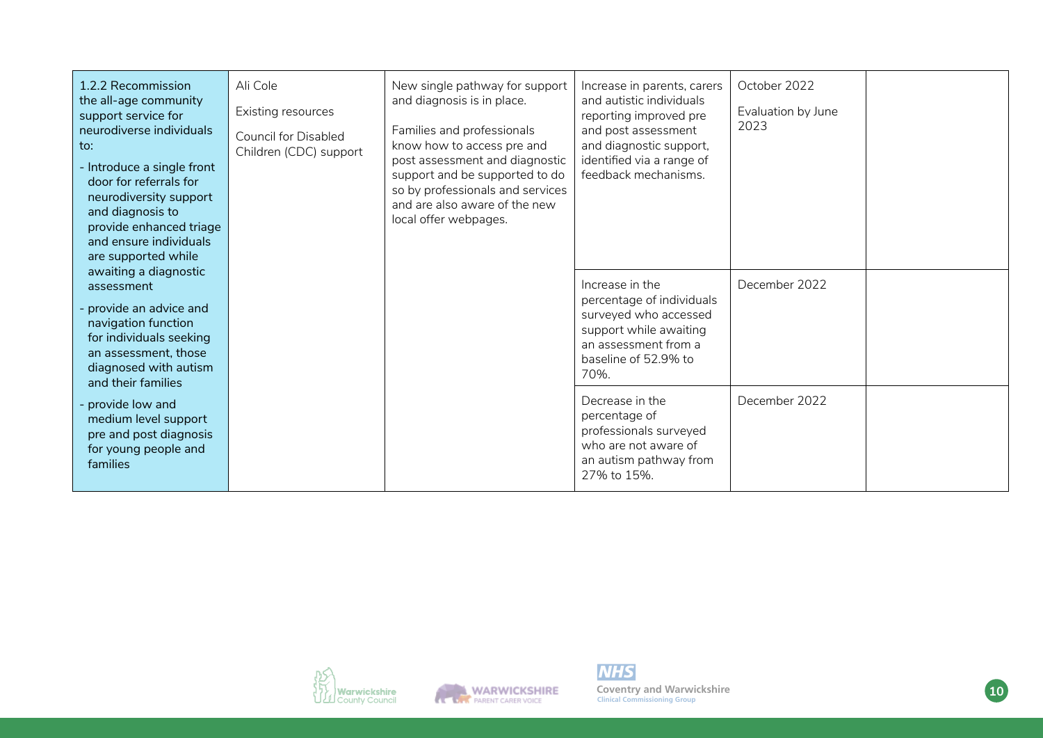| | | | | | |
|---|---|---|---|---|---|
| 1.2.2 Recommission the all-age community support service for neurodiverse individuals to:<br>- Introduce a single front door for referrals for neurodiversity support and diagnosis to provide enhanced triage and ensure individuals are supported while awaiting a diagnostic assessment<br>- provide an advice and navigation function for individuals seeking an assessment, those diagnosed with autism and their families<br>- provide low and medium level support pre and post diagnosis for young people and families | Ali Cole<br>Existing resources<br>Council for Disabled Children (CDC) support | New single pathway for support and diagnosis is in place.<br>Families and professionals know how to access pre and post assessment and diagnostic support and be supported to do so by professionals and services and are also aware of the new local offer webpages. | Increase in parents, carers and autistic individuals reporting improved pre and post assessment and diagnostic support, identified via a range of feedback mechanisms. | October 2022<br>Evaluation by June 2023 | |
| | | | Increase in the percentage of individuals surveyed who accessed support while awaiting an assessment from a baseline of 52.9% to 70%. | December 2022 | |
| | | | Decrease in the percentage of professionals surveyed who are not aware of an autism pathway from 27% to 15%. | December 2022 | |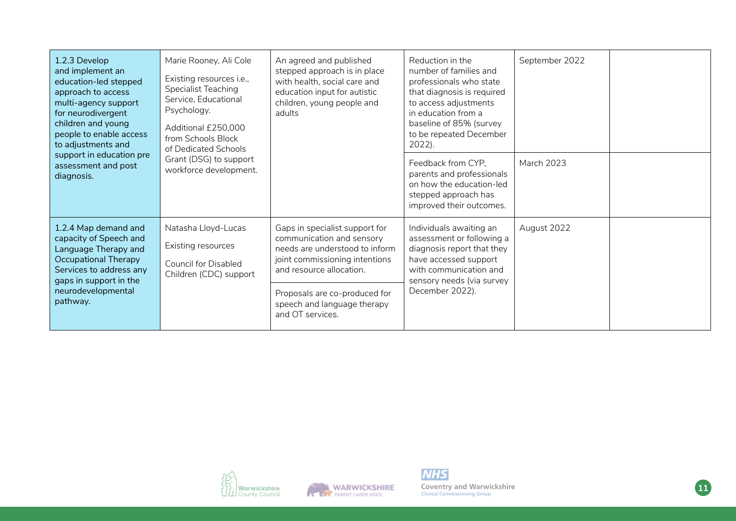| | | | | | |
|---|---|---|---|---|---|
| 1.2.3 Develop and implement an education-led stepped approach to access multi-agency support for neurodivergent children and young people to enable access to adjustments and support in education pre assessment and post diagnosis. | Marie Rooney, Ali Cole<br><br>Existing resources i.e., Specialist Teaching Service, Educational Psychology.<br><br>Additional £250,000 from Schools Block of Dedicated Schools Grant (DSG) to support workforce development. | An agreed and published stepped approach is in place with health, social care and education input for autistic children, young people and adults | Reduction in the number of families and professionals who state that diagnosis is required to access adjustments in education from a baseline of 85% (survey to be repeated December 2022). | September 2022 | |
| | | | Feedback from CYP, parents and professionals on how the education-led stepped approach has improved their outcomes. | March 2023 | |
| 1.2.4 Map demand and capacity of Speech and Language Therapy and Occupational Therapy Services to address any gaps in support in the neurodevelopmental pathway. | Natasha Lloyd-Lucas<br><br>Existing resources<br><br>Council for Disabled Children (CDC) support | Gaps in specialist support for communication and sensory needs are understood to inform joint commissioning intentions and resource allocation. | Individuals awaiting an assessment or following a diagnosis report that they have accessed support with communication and sensory needs (via survey December 2022). | August 2022 | |
| | | Proposals are co-produced for speech and language therapy and OT services. | | | |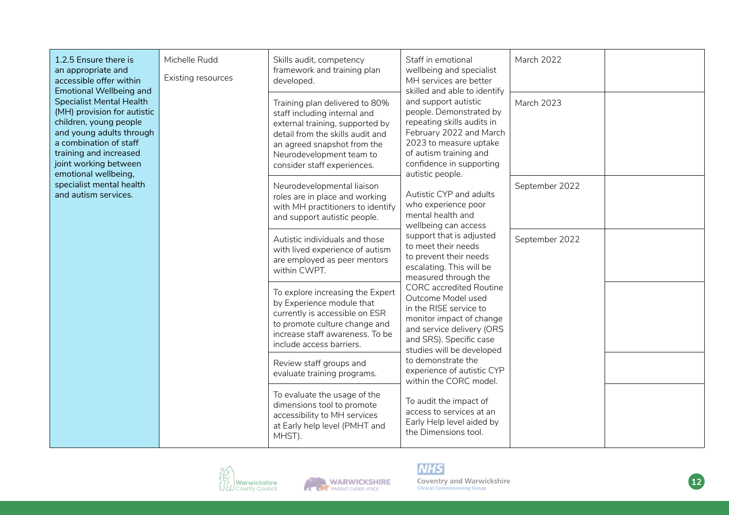| | | | | | |
|---|---|---|---|---|---|
| 1.2.5 Ensure there is an appropriate and accessible offer within Emotional Wellbeing and Specialist Mental Health (MH) provision for autistic children, young people and young adults through a combination of staff training and increased joint working between emotional wellbeing, specialist mental health and autism services. | Michelle Rudd<br><br>Existing resources | Skills audit, competency framework and training plan developed. | Staff in emotional wellbeing and specialist MH services are better skilled and able to identify and support autistic people. Demonstrated by repeating skills audits in February 2022 and March 2023 to measure uptake of autism training and confidence in supporting autistic people.<br><br>Autistic CYP and adults who experience poor mental health and wellbeing can access support that is adjusted to meet their needs to prevent their needs escalating. This will be measured through the CORC accredited Routine Outcome Model used in the RISE service to monitor impact of change and service delivery (ORS and SRS). Specific case studies will be developed to demonstrate the experience of autistic CYP within the CORC model.<br><br>To audit the impact of access to services at an Early Help level aided by the Dimensions tool. | March 2022 | |
| | | Training plan delivered to 80% staff including internal and external training, supported by detail from the skills audit and an agreed snapshot from the Neurodevelopment team to consider staff experiences. | | March 2023 | |
| | | Neurodevelopmental liaison roles are in place and working with MH practitioners to identify and support autistic people. | | September 2022 | |
| | | Autistic individuals and those with lived experience of autism are employed as peer mentors within CWPT. | | September 2022 | |
| | | To explore increasing the Expert by Experience module that currently is accessible on ESR to promote culture change and increase staff awareness. To be include access barriers. | | | |
| | | Review staff groups and evaluate training programs. | | | |
| | | To evaluate the usage of the dimensions tool to promote accessibility to MH services at Early help level (PMHT and MHST). | | | |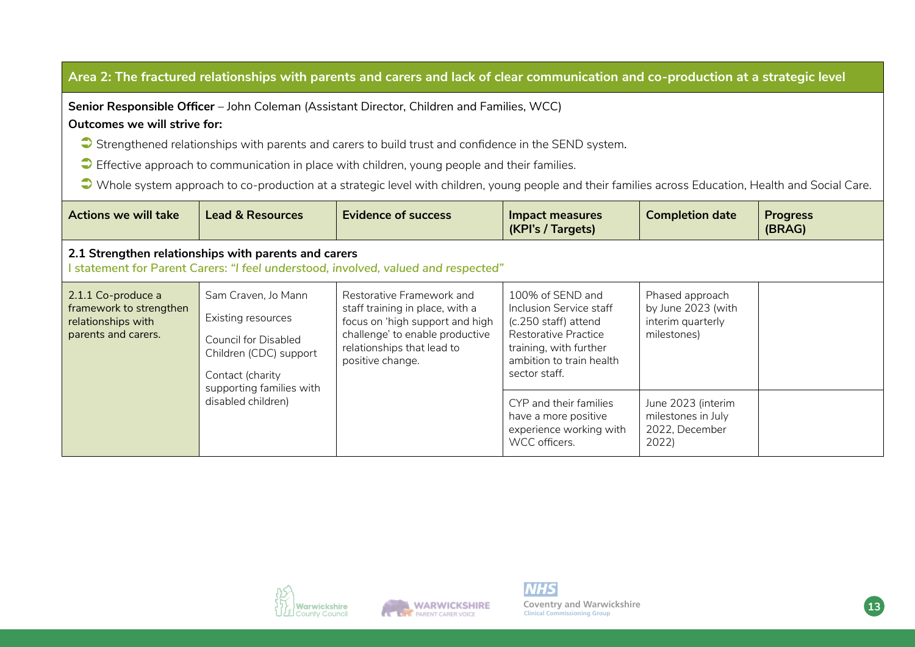## Area 2: The fractured relationships with parents and carers and lack of clear communication and co-production at a strategic level

**Senior Responsible Officer** – John Coleman (Assistant Director, Children and Families, WCC)

**Outcomes we will strive for:**

- Strengthened relationships with parents and carers to build trust and confidence in the SEND system.
- Effective approach to communication in place with children, young people and their families.
- Whole system approach to co-production at a strategic level with children, young people and their families across Education, Health and Social Care.

| Actions we will take | Lead & Resources | Evidence of success | Impact measures (KPI's / Targets) | Completion date | Progress (BRAG) |
|---|---|---|---|---|---|
| **2.1 Strengthen relationships with parents and carers** *I statement for Parent Carers: "I feel understood, involved, valued and respected"* | | | | | |
| 2.1.1 Co-produce a framework to strengthen relationships with parents and carers. | Sam Craven, Jo Mann<br>Existing resources<br>Council for Disabled Children (CDC) support<br>Contact (charity supporting families with disabled children) | Restorative Framework and staff training in place, with a focus on 'high support and high challenge' to enable productive relationships that lead to positive change. | 100% of SEND and Inclusion Service staff (c.250 staff) attend Restorative Practice training, with further ambition to train health sector staff. | Phased approach by June 2023 (with interim quarterly milestones) | |
| | | | CYP and their families have a more positive experience working with WCC officers. | June 2023 (interim milestones in July 2022, December 2022) | |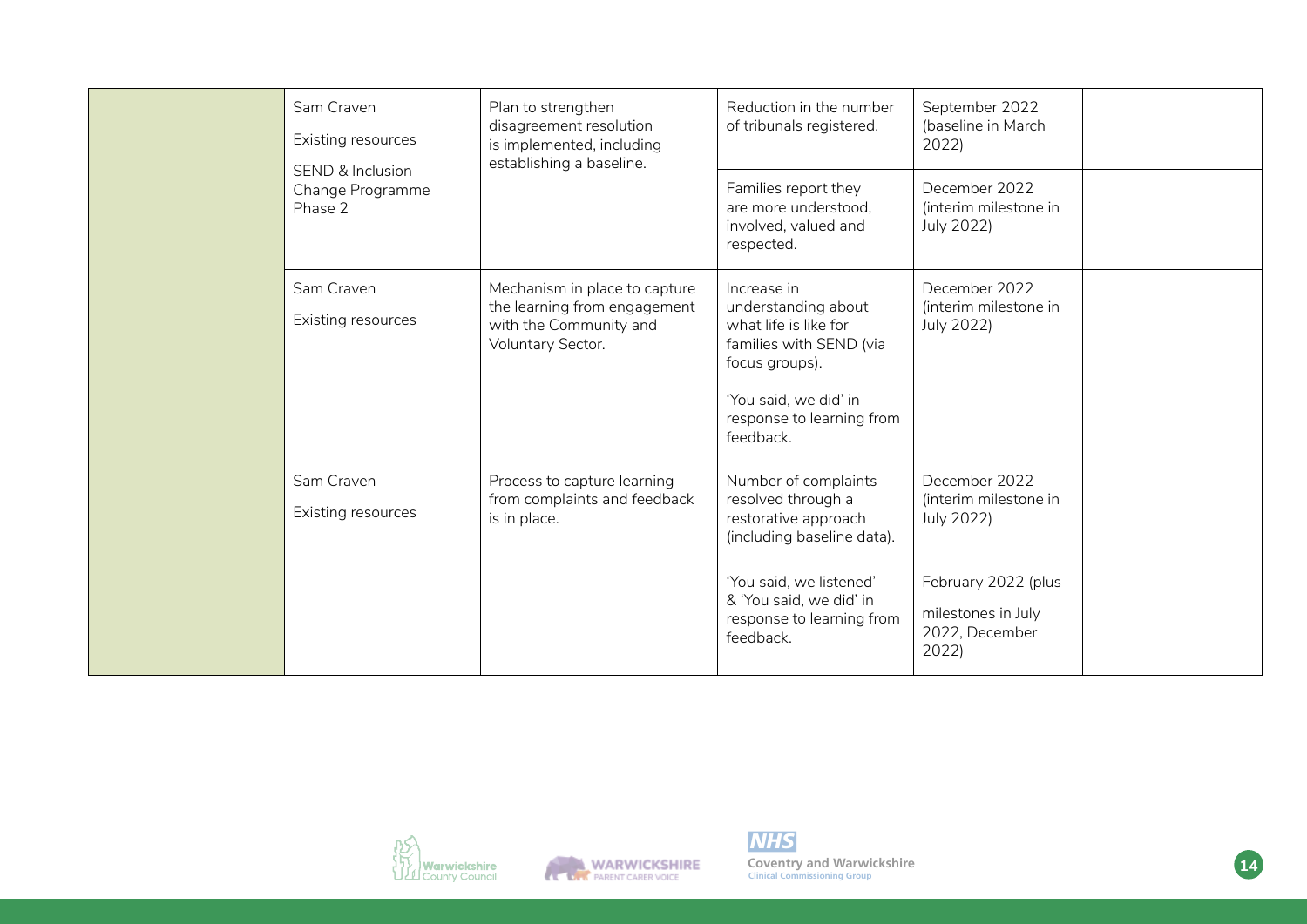| | | | | | |
|---|---|---|---|---|---|
| | Sam Craven<br><br>Existing resources<br><br>SEND & Inclusion Change Programme Phase 2 | Plan to strengthen disagreement resolution is implemented, including establishing a baseline. | Reduction in the number of tribunals registered. | September 2022 (baseline in March 2022) | |
| | | | Families report they are more understood, involved, valued and respected. | December 2022 (interim milestone in July 2022) | |
| | Sam Craven<br><br>Existing resources | Mechanism in place to capture the learning from engagement with the Community and Voluntary Sector. | Increase in understanding about what life is like for families with SEND (via focus groups).<br><br>'You said, we did' in response to learning from feedback. | December 2022 (interim milestone in July 2022) | |
| | Sam Craven<br><br>Existing resources | Process to capture learning from complaints and feedback is in place. | Number of complaints resolved through a restorative approach (including baseline data). | December 2022 (interim milestone in July 2022) | |
| | | | 'You said, we listened' & 'You said, we did' in response to learning from feedback. | February 2022 (plus milestones in July 2022, December 2022) | |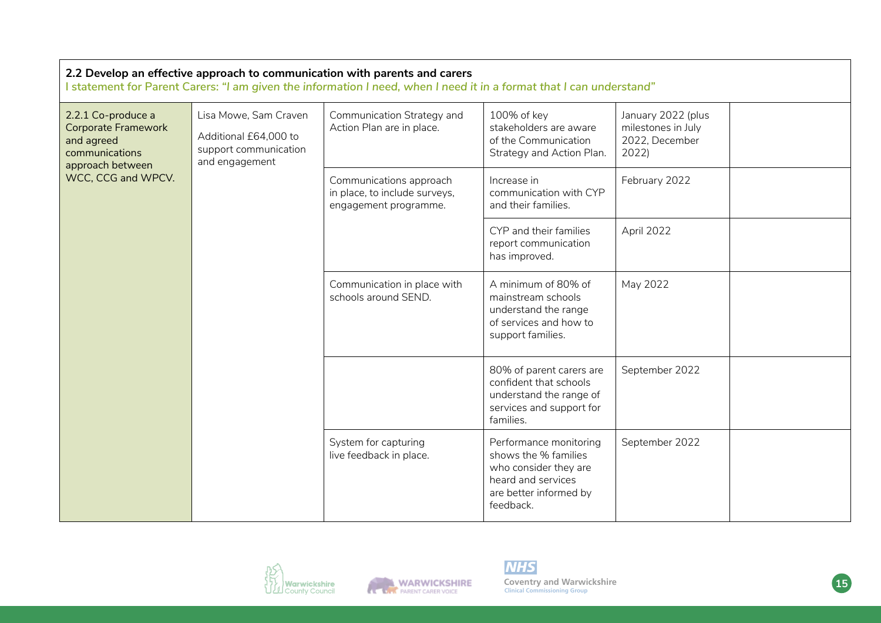**2.2 Develop an effective approach to communication with parents and carers**

*I statement for Parent Carers: "I am given the information I need, when I need it in a format that I can understand"*

| | | | | | |
|---|---|---|---|---|---|
| 2.2.1 Co-produce a Corporate Framework and agreed communications approach between WCC, CCG and WPCV. | Lisa Mowe, Sam Craven<br><br>Additional £64,000 to support communication and engagement | Communication Strategy and Action Plan are in place. | 100% of key stakeholders are aware of the Communication Strategy and Action Plan. | January 2022 (plus milestones in July 2022, December 2022) | |
| | | Communications approach in place, to include surveys, engagement programme. | Increase in communication with CYP and their families. | February 2022 | |
| | | | CYP and their families report communication has improved. | April 2022 | |
| | | Communication in place with schools around SEND. | A minimum of 80% of mainstream schools understand the range of services and how to support families. | May 2022 | |
| | | | 80% of parent carers are confident that schools understand the range of services and support for families. | September 2022 | |
| | | System for capturing live feedback in place. | Performance monitoring shows the % families who consider they are heard and services are better informed by feedback. | September 2022 | |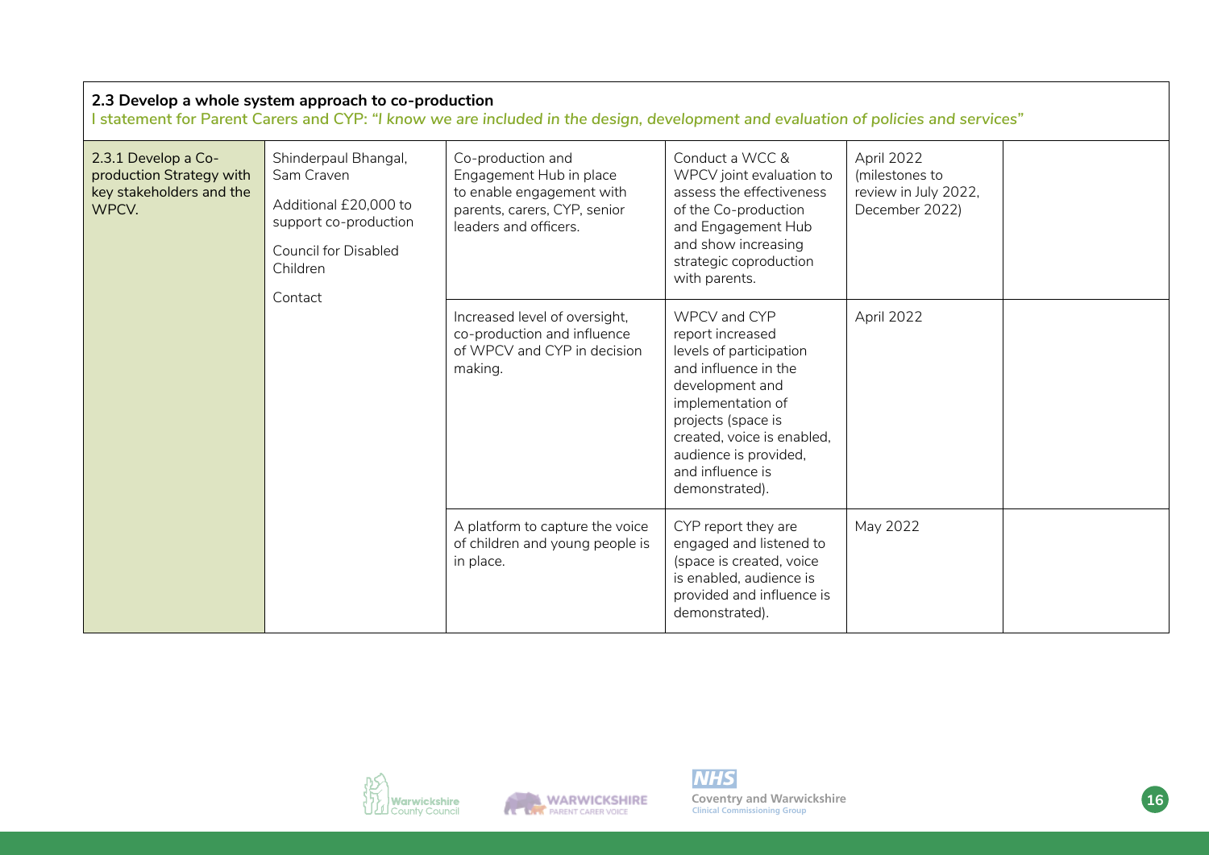**2.3 Develop a whole system approach to co-production**

*I statement for Parent Carers and CYP: "I know we are included in the design, development and evaluation of policies and services"*

| | | | | | |
|---|---|---|---|---|---|
| 2.3.1 Develop a Co-production Strategy with key stakeholders and the WPCV. | Shinderpaul Bhangal, Sam Craven<br><br>Additional £20,000 to support co-production<br><br>Council for Disabled Children<br><br>Contact | Co-production and Engagement Hub in place to enable engagement with parents, carers, CYP, senior leaders and officers. | Conduct a WCC & WPCV joint evaluation to assess the effectiveness of the Co-production and Engagement Hub and show increasing strategic coproduction with parents. | April 2022 (milestones to review in July 2022, December 2022) | |
| | | Increased level of oversight, co-production and influence of WPCV and CYP in decision making. | WPCV and CYP report increased levels of participation and influence in the development and implementation of projects (space is created, voice is enabled, audience is provided, and influence is demonstrated). | April 2022 | |
| | | A platform to capture the voice of children and young people is in place. | CYP report they are engaged and listened to (space is created, voice is enabled, audience is provided and influence is demonstrated). | May 2022 | |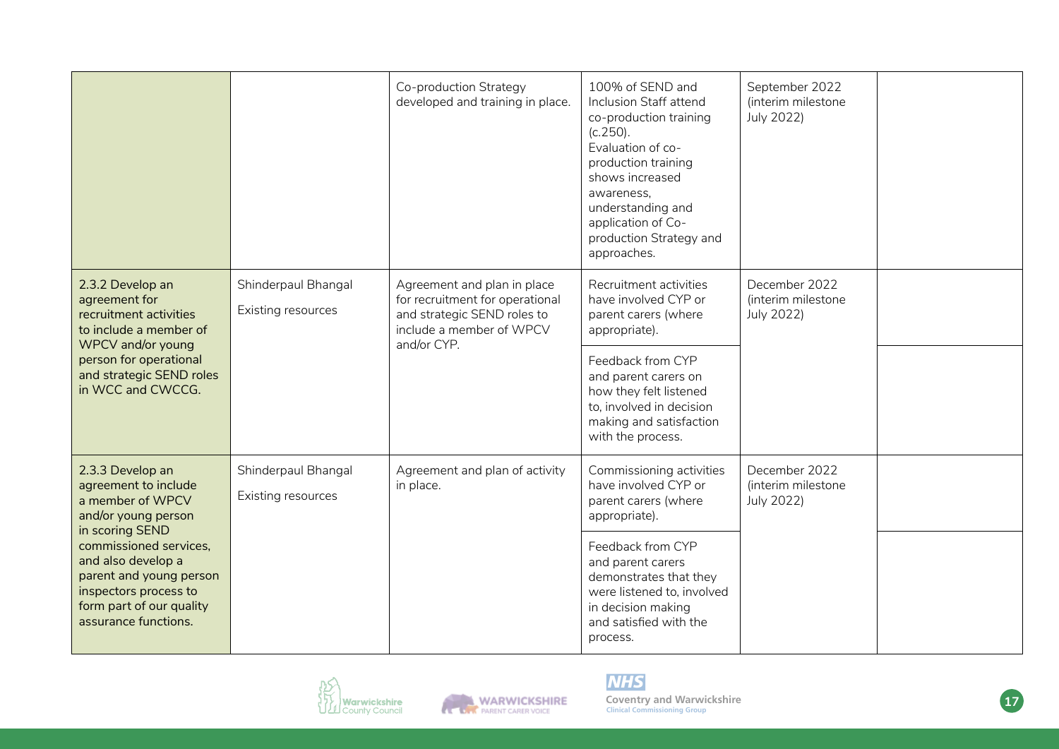| | | | | | |
|---|---|---|---|---|---|
| | | Co-production Strategy developed and training in place. | 100% of SEND and Inclusion Staff attend co-production training (c.250).<br>Evaluation of co-production training shows increased awareness, understanding and application of Co-production Strategy and approaches. | September 2022 (interim milestone July 2022) | |
| 2.3.2 Develop an agreement for recruitment activities to include a member of WPCV and/or young person for operational and strategic SEND roles in WCC and CWCCG. | Shinderpaul Bhangal<br><br>Existing resources | Agreement and plan in place for recruitment for operational and strategic SEND roles to include a member of WPCV and/or CYP. | Recruitment activities have involved CYP or parent carers (where appropriate). | December 2022 (interim milestone July 2022) | |
| | | | Feedback from CYP and parent carers on how they felt listened to, involved in decision making and satisfaction with the process. | | |
| 2.3.3 Develop an agreement to include a member of WPCV and/or young person in scoring SEND commissioned services, and also develop a parent and young person inspectors process to form part of our quality assurance functions. | Shinderpaul Bhangal<br><br>Existing resources | Agreement and plan of activity in place. | Commissioning activities have involved CYP or parent carers (where appropriate). | December 2022 (interim milestone July 2022) | |
| | | | Feedback from CYP and parent carers demonstrates that they were listened to, involved in decision making and satisfied with the process. | | |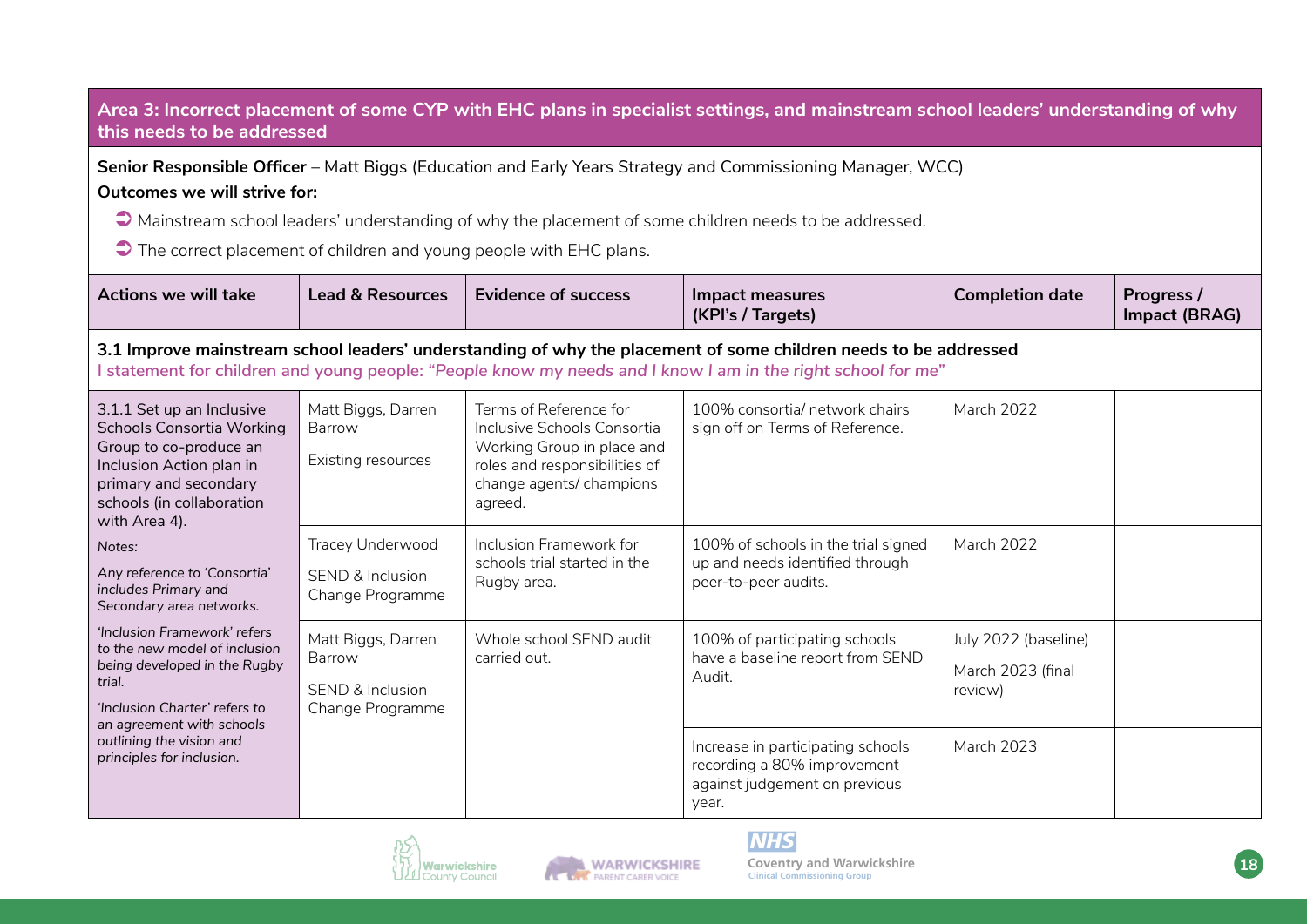## Area 3: Incorrect placement of some CYP with EHC plans in specialist settings, and mainstream school leaders' understanding of why this needs to be addressed

**Senior Responsible Officer** – Matt Biggs (Education and Early Years Strategy and Commissioning Manager, WCC)

**Outcomes we will strive for:**

- Mainstream school leaders' understanding of why the placement of some children needs to be addressed.
- The correct placement of children and young people with EHC plans.

| Actions we will take | Lead & Resources | Evidence of success | Impact measures (KPI's / Targets) | Completion date | Progress / Impact (BRAG) |
|---|---|---|---|---|---|
| **3.1 Improve mainstream school leaders' understanding of why the placement of some children needs to be addressed**<br>I statement for children and young people: *"People know my needs and I know I am in the right school for me"* | | | | | |
| 3.1.1 Set up an Inclusive Schools Consortia Working Group to co-produce an Inclusion Action plan in primary and secondary schools (in collaboration with Area 4).<br>Notes:<br>*Any reference to 'Consortia' includes Primary and Secondary area networks.*<br>*'Inclusion Framework' refers to the new model of inclusion being developed in the Rugby trial.*<br>*'Inclusion Charter' refers to an agreement with schools outlining the vision and principles for inclusion.* | Matt Biggs, Darren Barrow<br>Existing resources | Terms of Reference for Inclusive Schools Consortia Working Group in place and roles and responsibilities of change agents/ champions agreed. | 100% consortia/ network chairs sign off on Terms of Reference. | March 2022 | |
| | Tracey Underwood<br>SEND & Inclusion Change Programme | Inclusion Framework for schools trial started in the Rugby area. | 100% of schools in the trial signed up and needs identified through peer-to-peer audits. | March 2022 | |
| | Matt Biggs, Darren Barrow<br>SEND & Inclusion Change Programme | Whole school SEND audit carried out. | 100% of participating schools have a baseline report from SEND Audit. | July 2022 (baseline)<br>March 2023 (final review) | |
| | | | Increase in participating schools recording a 80% improvement against judgement on previous year. | March 2023 | |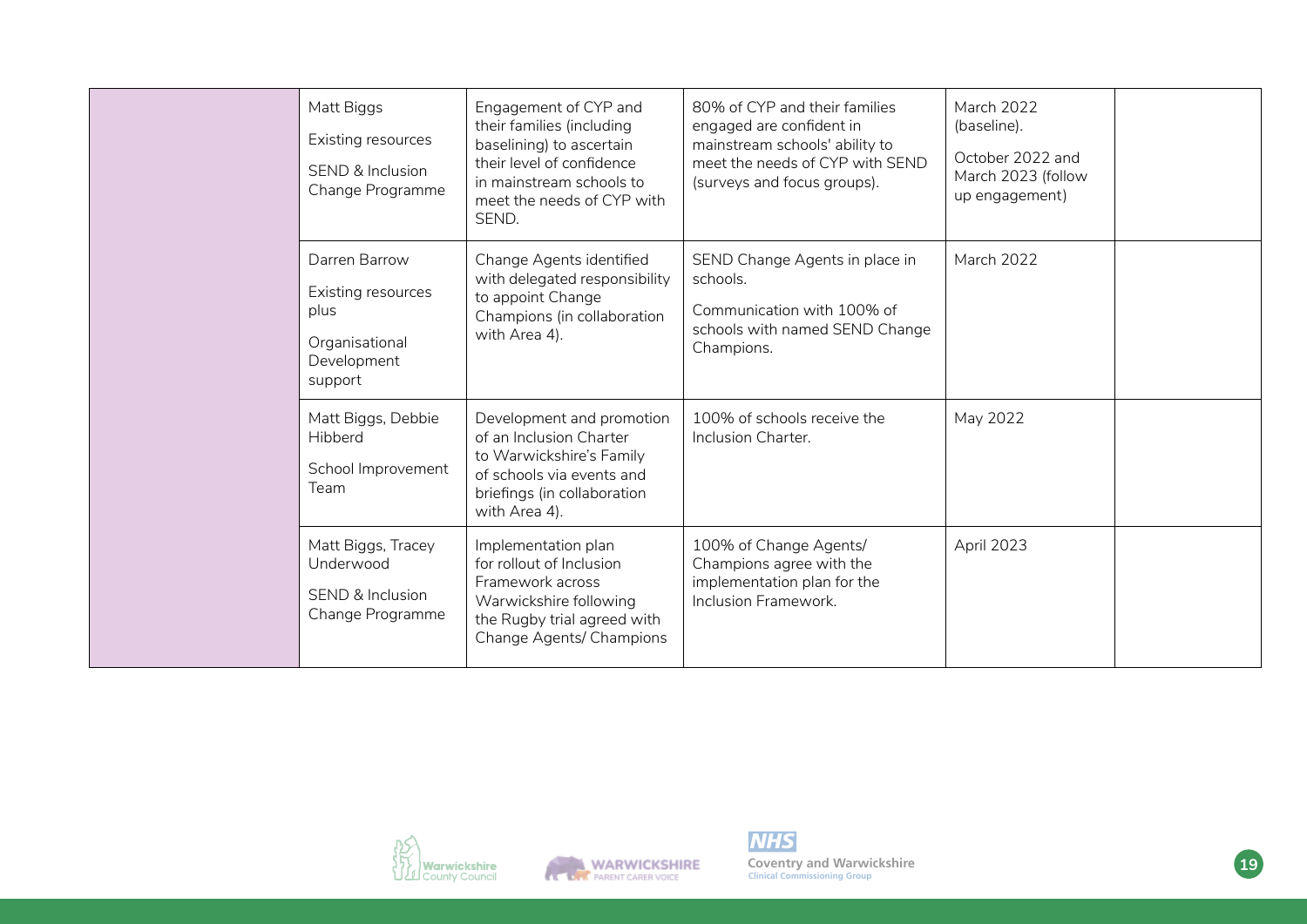| | | | | | |
|---|---|---|---|---|---|
| | Matt Biggs<br><br>Existing resources<br><br>SEND & Inclusion Change Programme | Engagement of CYP and their families (including baselining) to ascertain their level of confidence in mainstream schools to meet the needs of CYP with SEND. | 80% of CYP and their families engaged are confident in mainstream schools' ability to meet the needs of CYP with SEND (surveys and focus groups). | March 2022 (baseline).<br><br>October 2022 and March 2023 (follow up engagement) | |
| | Darren Barrow<br><br>Existing resources plus<br><br>Organisational Development support | Change Agents identified with delegated responsibility to appoint Change Champions (in collaboration with Area 4). | SEND Change Agents in place in schools.<br><br>Communication with 100% of schools with named SEND Change Champions. | March 2022 | |
| | Matt Biggs, Debbie Hibberd<br><br>School Improvement Team | Development and promotion of an Inclusion Charter to Warwickshire's Family of schools via events and briefings (in collaboration with Area 4). | 100% of schools receive the Inclusion Charter. | May 2022 | |
| | Matt Biggs, Tracey Underwood<br><br>SEND & Inclusion Change Programme | Implementation plan for rollout of Inclusion Framework across Warwickshire following the Rugby trial agreed with Change Agents/ Champions | 100% of Change Agents/ Champions agree with the implementation plan for the Inclusion Framework. | April 2023 | |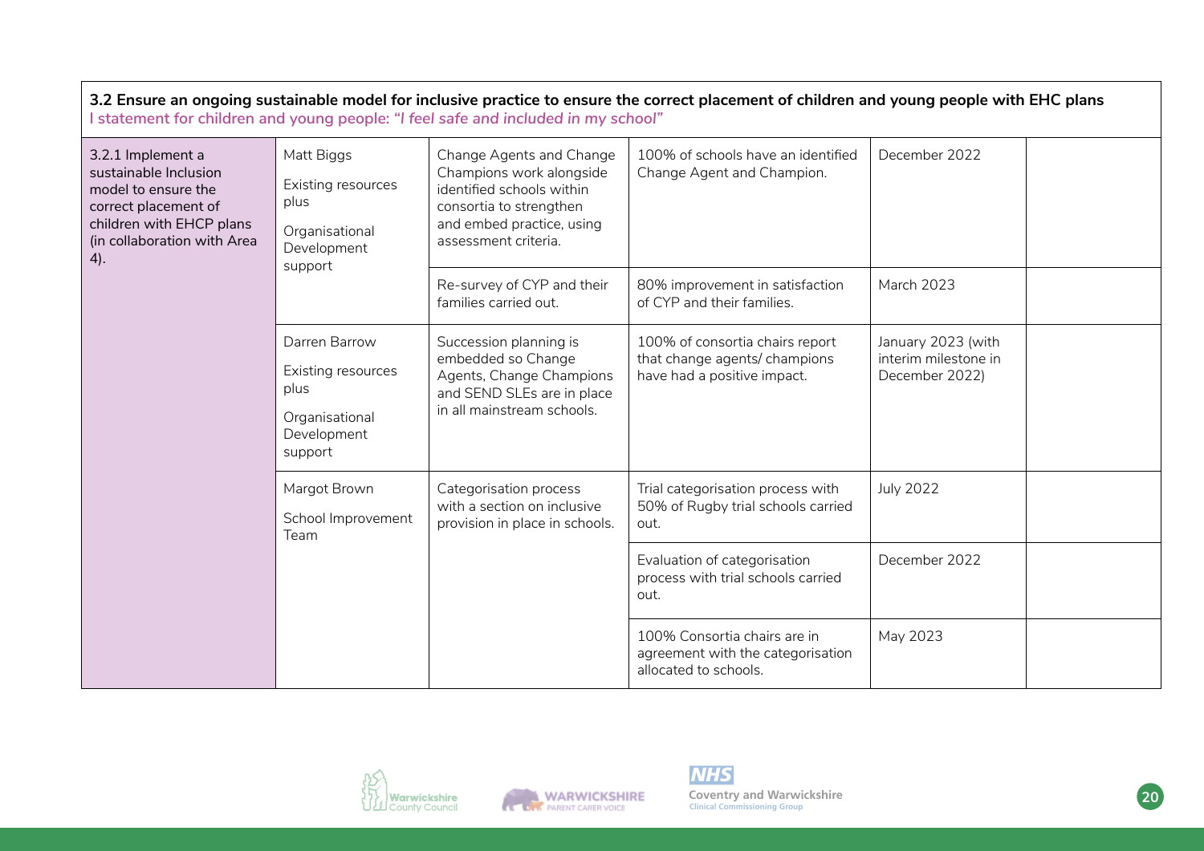**3.2 Ensure an ongoing sustainable model for inclusive practice to ensure the correct placement of children and young people with EHC plans**

*I statement for children and young people: "I feel safe and included in my school"*

| | | | | | |
|---|---|---|---|---|---|
| 3.2.1 Implement a sustainable Inclusion model to ensure the correct placement of children with EHCP plans (in collaboration with Area 4). | Matt Biggs<br><br>Existing resources plus<br><br>Organisational Development support | Change Agents and Change Champions work alongside identified schools within consortia to strengthen and embed practice, using assessment criteria. | 100% of schools have an identified Change Agent and Champion. | December 2022 | |
| | | Re-survey of CYP and their families carried out. | 80% improvement in satisfaction of CYP and their families. | March 2023 | |
| | Darren Barrow<br><br>Existing resources plus<br><br>Organisational Development support | Succession planning is embedded so Change Agents, Change Champions and SEND SLEs are in place in all mainstream schools. | 100% of consortia chairs report that change agents/ champions have had a positive impact. | January 2023 (with interim milestone in December 2022) | |
| | Margot Brown<br><br>School Improvement Team | Categorisation process with a section on inclusive provision in place in schools. | Trial categorisation process with 50% of Rugby trial schools carried out. | July 2022 | |
| | | | Evaluation of categorisation process with trial schools carried out. | December 2022 | |
| | | | 100% Consortia chairs are in agreement with the categorisation allocated to schools. | May 2023 | |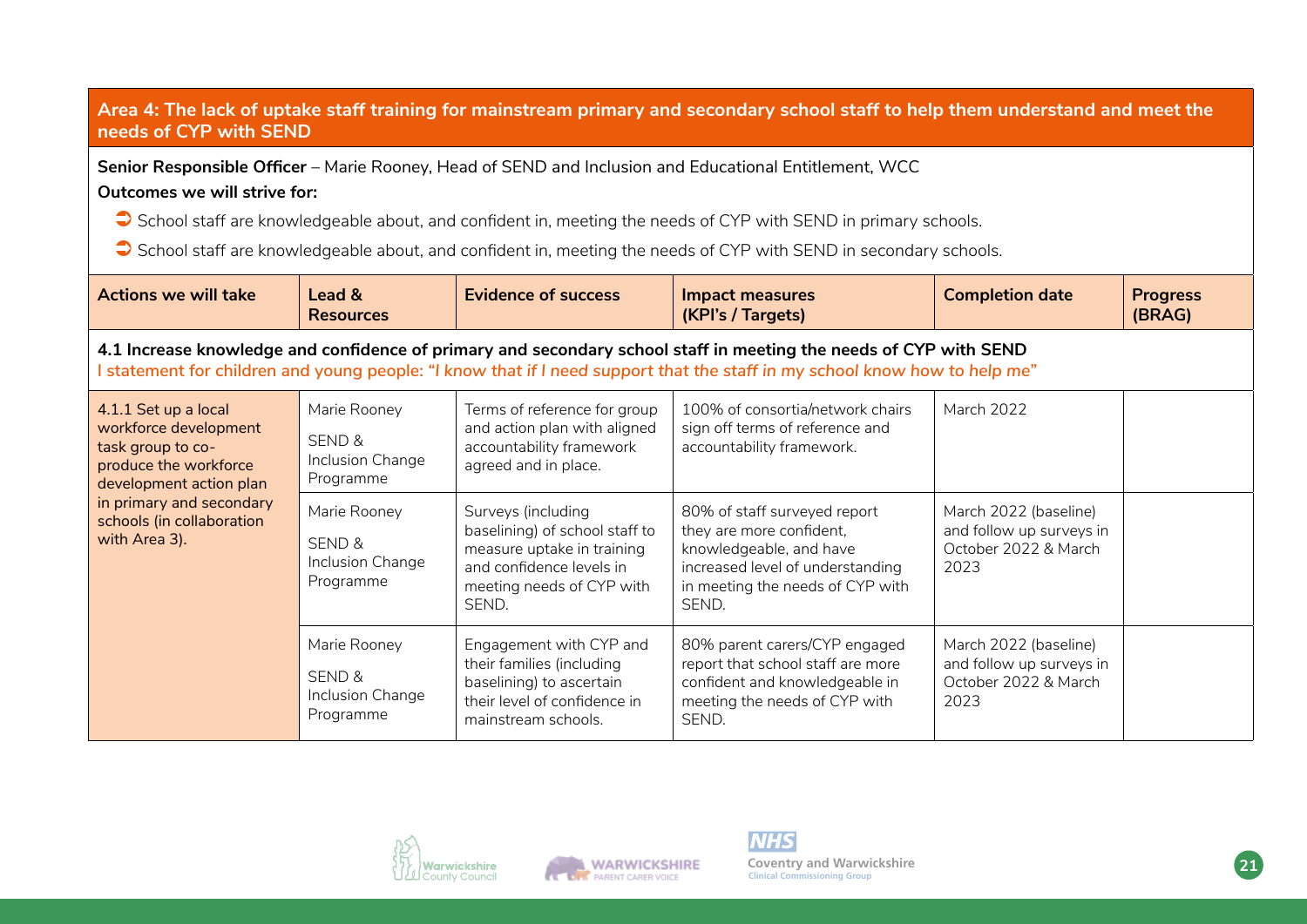## Area 4: The lack of uptake staff training for mainstream primary and secondary school staff to help them understand and meet the needs of CYP with SEND

**Senior Responsible Officer** – Marie Rooney, Head of SEND and Inclusion and Educational Entitlement, WCC

**Outcomes we will strive for:**

- School staff are knowledgeable about, and confident in, meeting the needs of CYP with SEND in primary schools.
- School staff are knowledgeable about, and confident in, meeting the needs of CYP with SEND in secondary schools.

| Actions we will take | Lead & Resources | Evidence of success | Impact measures (KPI's / Targets) | Completion date | Progress (BRAG) |
|---|---|---|---|---|---|
| **4.1 Increase knowledge and confidence of primary and secondary school staff in meeting the needs of CYP with SEND** *I statement for children and young people: "I know that if I need support that the staff in my school know how to help me"* | | | | | |
| 4.1.1 Set up a local workforce development task group to co-produce the workforce development action plan in primary and secondary schools (in collaboration with Area 3). | Marie Rooney SEND & Inclusion Change Programme | Terms of reference for group and action plan with aligned accountability framework agreed and in place. | 100% of consortia/network chairs sign off terms of reference and accountability framework. | March 2022 | |
| | Marie Rooney SEND & Inclusion Change Programme | Surveys (including baselining) of school staff to measure uptake in training and confidence levels in meeting needs of CYP with SEND. | 80% of staff surveyed report they are more confident, knowledgeable, and have increased level of understanding in meeting the needs of CYP with SEND. | March 2022 (baseline) and follow up surveys in October 2022 & March 2023 | |
| | Marie Rooney SEND & Inclusion Change Programme | Engagement with CYP and their families (including baselining) to ascertain their level of confidence in mainstream schools. | 80% parent carers/CYP engaged report that school staff are more confident and knowledgeable in meeting the needs of CYP with SEND. | March 2022 (baseline) and follow up surveys in October 2022 & March 2023 | |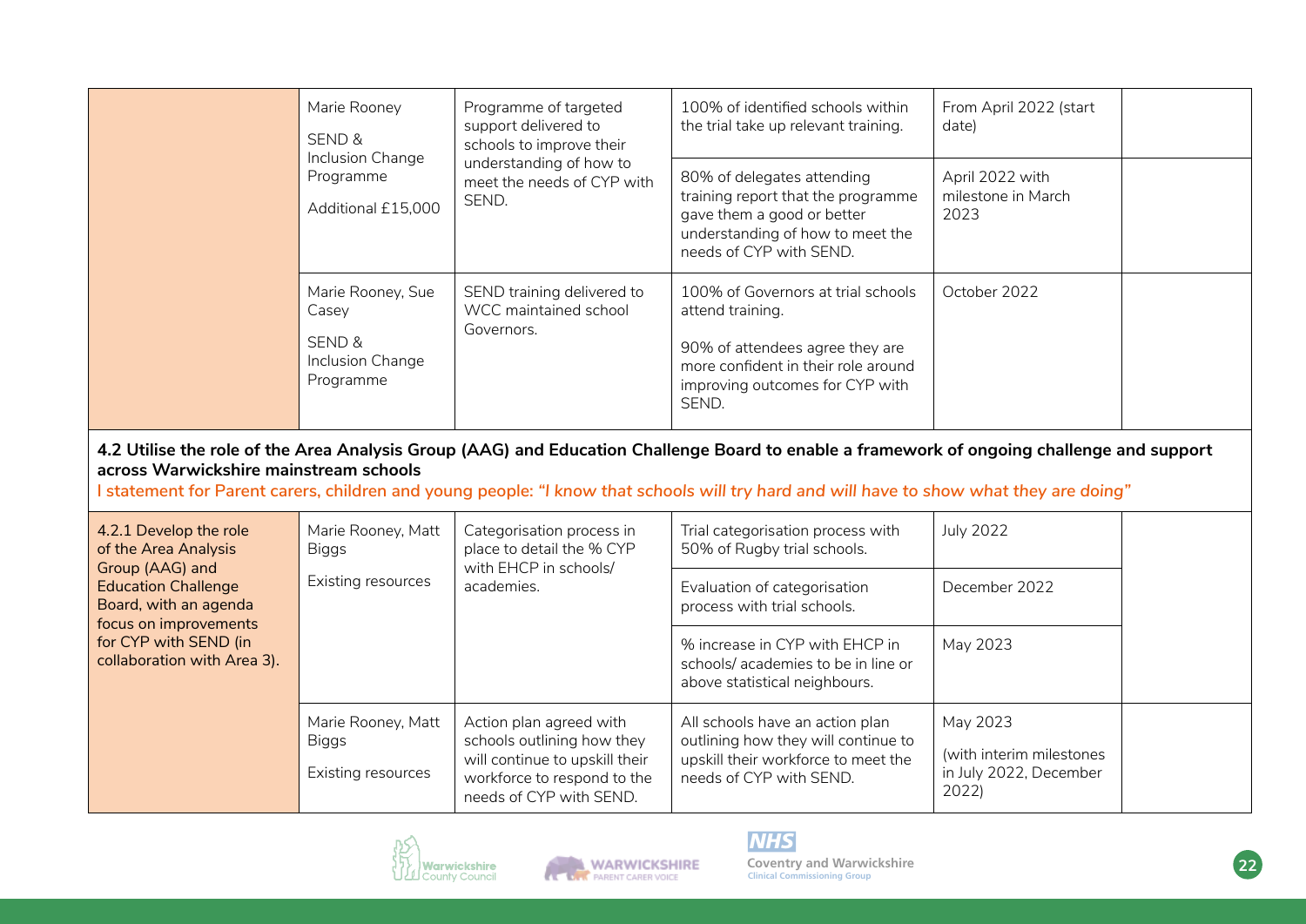| | | | | | |
|---|---|---|---|---|---|
| | Marie Rooney<br>SEND & Inclusion Change Programme<br>Additional £15,000 | Programme of targeted support delivered to schools to improve their understanding of how to meet the needs of CYP with SEND. | 100% of identified schools within the trial take up relevant training. | From April 2022 (start date) | |
| | | | 80% of delegates attending training report that the programme gave them a good or better understanding of how to meet the needs of CYP with SEND. | April 2022 with milestone in March 2023 | |
| | Marie Rooney, Sue Casey<br>SEND & Inclusion Change Programme | SEND training delivered to WCC maintained school Governors. | 100% of Governors at trial schools attend training.<br>90% of attendees agree they are more confident in their role around improving outcomes for CYP with SEND. | October 2022 | |

**4.2 Utilise the role of the Area Analysis Group (AAG) and Education Challenge Board to enable a framework of ongoing challenge and support across Warwickshire mainstream schools**

I statement for Parent carers, children and young people: *"I know that schools will try hard and will have to show what they are doing"*

| | | | | | |
|---|---|---|---|---|---|
| 4.2.1 Develop the role of the Area Analysis Group (AAG) and Education Challenge Board, with an agenda focus on improvements for CYP with SEND (in collaboration with Area 3). | Marie Rooney, Matt Biggs<br>Existing resources | Categorisation process in place to detail the % CYP with EHCP in schools/ academies. | Trial categorisation process with 50% of Rugby trial schools. | July 2022 | |
| | | | Evaluation of categorisation process with trial schools. | December 2022 | |
| | | | % increase in CYP with EHCP in schools/ academies to be in line or above statistical neighbours. | May 2023 | |
| | Marie Rooney, Matt Biggs<br>Existing resources | Action plan agreed with schools outlining how they will continue to upskill their workforce to respond to the needs of CYP with SEND. | All schools have an action plan outlining how they will continue to upskill their workforce to meet the needs of CYP with SEND. | May 2023<br>(with interim milestones in July 2022, December 2022) | |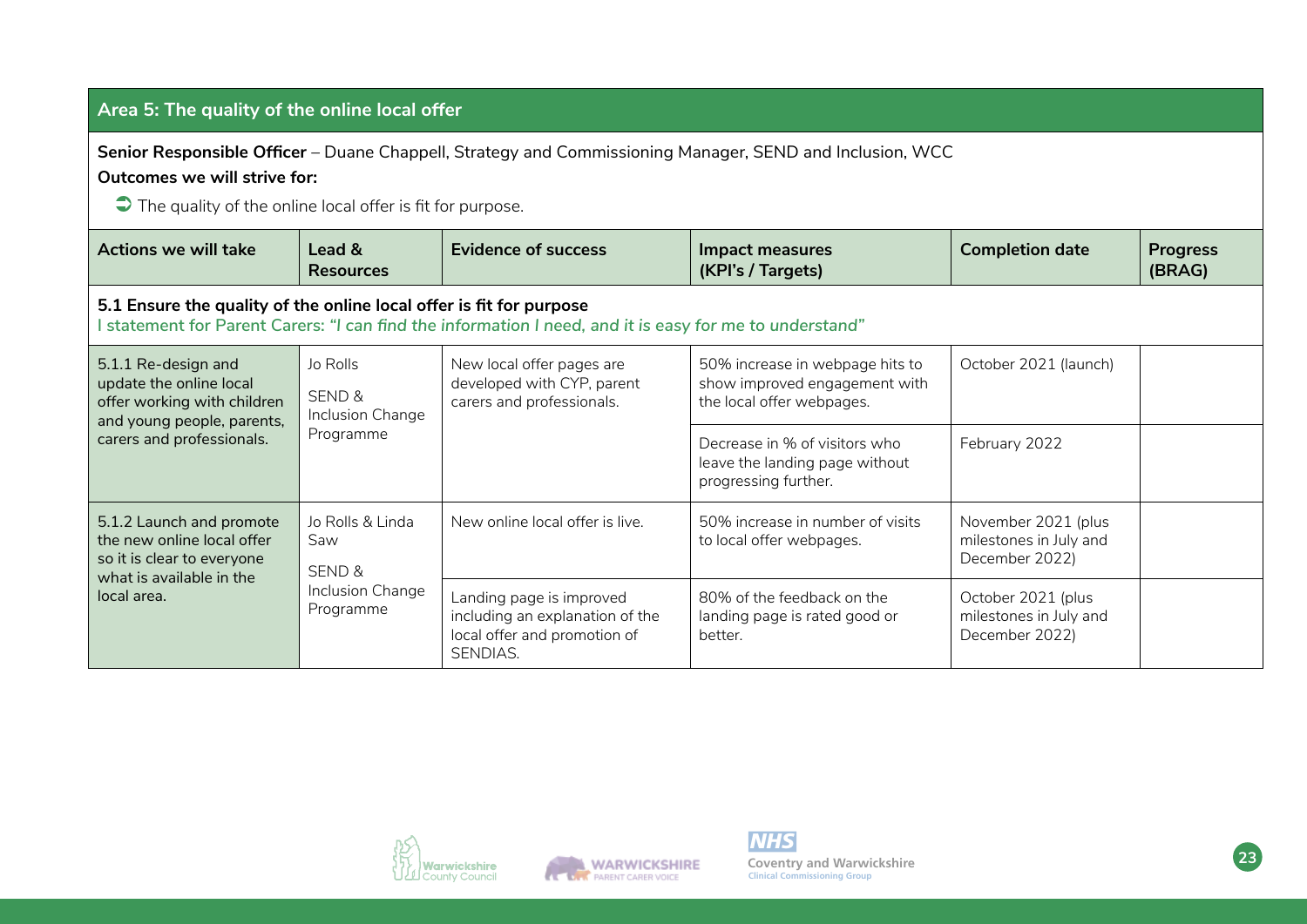## Area 5: The quality of the online local offer

**Senior Responsible Officer** – Duane Chappell, Strategy and Commissioning Manager, SEND and Inclusion, WCC

**Outcomes we will strive for:**

- The quality of the online local offer is fit for purpose.

| Actions we will take | Lead & Resources | Evidence of success | Impact measures (KPI's / Targets) | Completion date | Progress (BRAG) |
|---|---|---|---|---|---|
| **5.1 Ensure the quality of the online local offer is fit for purpose** I statement for Parent Carers: *"I can find the information I need, and it is easy for me to understand"* | | | | | |
| 5.1.1 Re-design and update the online local offer working with children and young people, parents, carers and professionals. | Jo Rolls<br>SEND & Inclusion Change Programme | New local offer pages are developed with CYP, parent carers and professionals. | 50% increase in webpage hits to show improved engagement with the local offer webpages. | October 2021 (launch) | |
| | | | Decrease in % of visitors who leave the landing page without progressing further. | February 2022 | |
| 5.1.2 Launch and promote the new online local offer so it is clear to everyone what is available in the local area. | Jo Rolls & Linda Saw<br>SEND & Inclusion Change Programme | New online local offer is live. | 50% increase in number of visits to local offer webpages. | November 2021 (plus milestones in July and December 2022) | |
| | | Landing page is improved including an explanation of the local offer and promotion of SENDIAS. | 80% of the feedback on the landing page is rated good or better. | October 2021 (plus milestones in July and December 2022) | |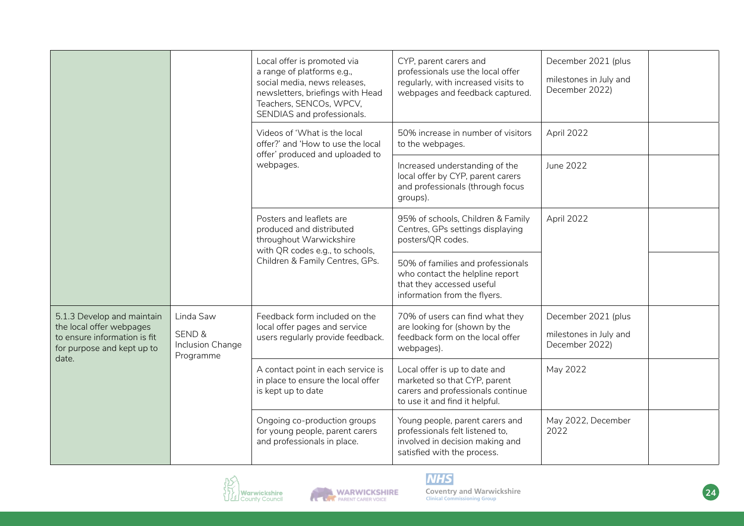| | | | | | |
|---|---|---|---|---|---|
| | | Local offer is promoted via a range of platforms e.g., social media, news releases, newsletters, briefings with Head Teachers, SENCOs, WPCV, SENDIAS and professionals. | CYP, parent carers and professionals use the local offer regularly, with increased visits to webpages and feedback captured. | December 2021 (plus milestones in July and December 2022) | |
| | | Videos of 'What is the local offer?' and 'How to use the local offer' produced and uploaded to webpages. | 50% increase in number of visitors to the webpages. | April 2022 | |
| | | | Increased understanding of the local offer by CYP, parent carers and professionals (through focus groups). | June 2022 | |
| | | Posters and leaflets are produced and distributed throughout Warwickshire with QR codes e.g., to schools, Children & Family Centres, GPs. | 95% of schools, Children & Family Centres, GPs settings displaying posters/QR codes. | April 2022 | |
| | | | 50% of families and professionals who contact the helpline report that they accessed useful information from the flyers. | | |
| 5.1.3 Develop and maintain the local offer webpages to ensure information is fit for purpose and kept up to date. | Linda Saw SEND & Inclusion Change Programme | Feedback form included on the local offer pages and service users regularly provide feedback. | 70% of users can find what they are looking for (shown by the feedback form on the local offer webpages). | December 2021 (plus milestones in July and December 2022) | |
| | | A contact point in each service is in place to ensure the local offer is kept up to date | Local offer is up to date and marketed so that CYP, parent carers and professionals continue to use it and find it helpful. | May 2022 | |
| | | Ongoing co-production groups for young people, parent carers and professionals in place. | Young people, parent carers and professionals felt listened to, involved in decision making and satisfied with the process. | May 2022, December 2022 | |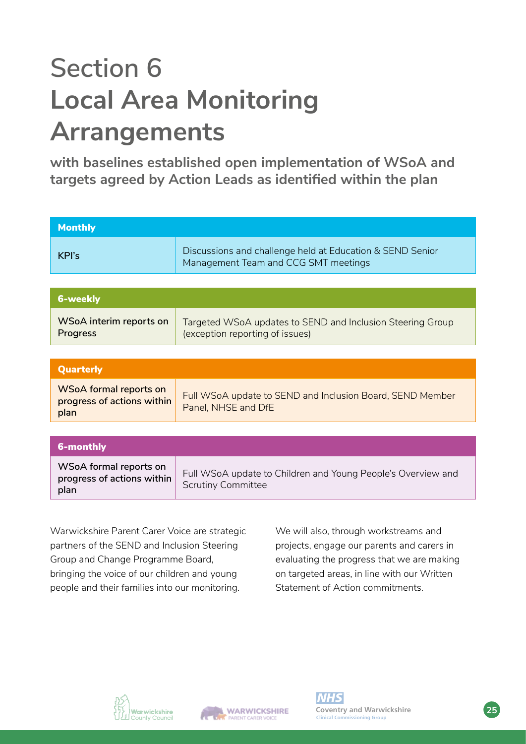# Section 6
# Local Area Monitoring Arrangements

**with baselines established open implementation of WSoA and targets agreed by Action Leads as identified within the plan**

| **Monthly** | |
|---|---|
| KPI's | Discussions and challenge held at Education & SEND Senior Management Team and CCG SMT meetings |

| **6-weekly** | |
|---|---|
| WSoA interim reports on Progress | Targeted WSoA updates to SEND and Inclusion Steering Group (exception reporting of issues) |

| **Quarterly** | |
|---|---|
| WSoA formal reports on progress of actions within plan | Full WSoA update to SEND and Inclusion Board, SEND Member Panel, NHSE and DfE |

| **6-monthly** | |
|---|---|
| WSoA formal reports on progress of actions within plan | Full WSoA update to Children and Young People's Overview and Scrutiny Committee |

Warwickshire Parent Carer Voice are strategic partners of the SEND and Inclusion Steering Group and Change Programme Board, bringing the voice of our children and young people and their families into our monitoring.

We will also, through workstreams and projects, engage our parents and carers in evaluating the progress that we are making on targeted areas, in line with our Written Statement of Action commitments.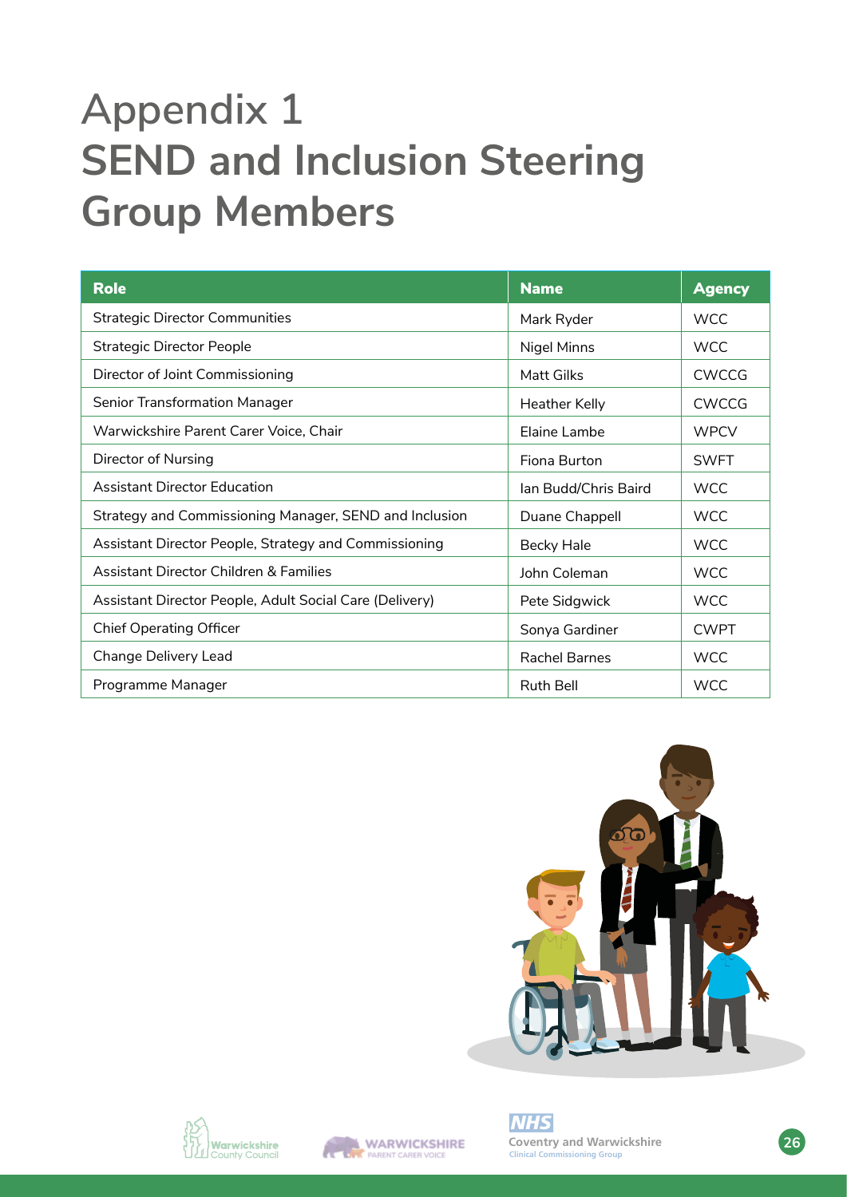# Appendix 1
# SEND and Inclusion Steering Group Members

| Role | Name | Agency |
|---|---|---|
| Strategic Director Communities | Mark Ryder | WCC |
| Strategic Director People | Nigel Minns | WCC |
| Director of Joint Commissioning | Matt Gilks | CWCCG |
| Senior Transformation Manager | Heather Kelly | CWCCG |
| Warwickshire Parent Carer Voice, Chair | Elaine Lambe | WPCV |
| Director of Nursing | Fiona Burton | SWFT |
| Assistant Director Education | Ian Budd/Chris Baird | WCC |
| Strategy and Commissioning Manager, SEND and Inclusion | Duane Chappell | WCC |
| Assistant Director People, Strategy and Commissioning | Becky Hale | WCC |
| Assistant Director Children & Families | John Coleman | WCC |
| Assistant Director People, Adult Social Care (Delivery) | Pete Sidgwick | WCC |
| Chief Operating Officer | Sonya Gardiner | CWPT |
| Change Delivery Lead | Rachel Barnes | WCC |
| Programme Manager | Ruth Bell | WCC |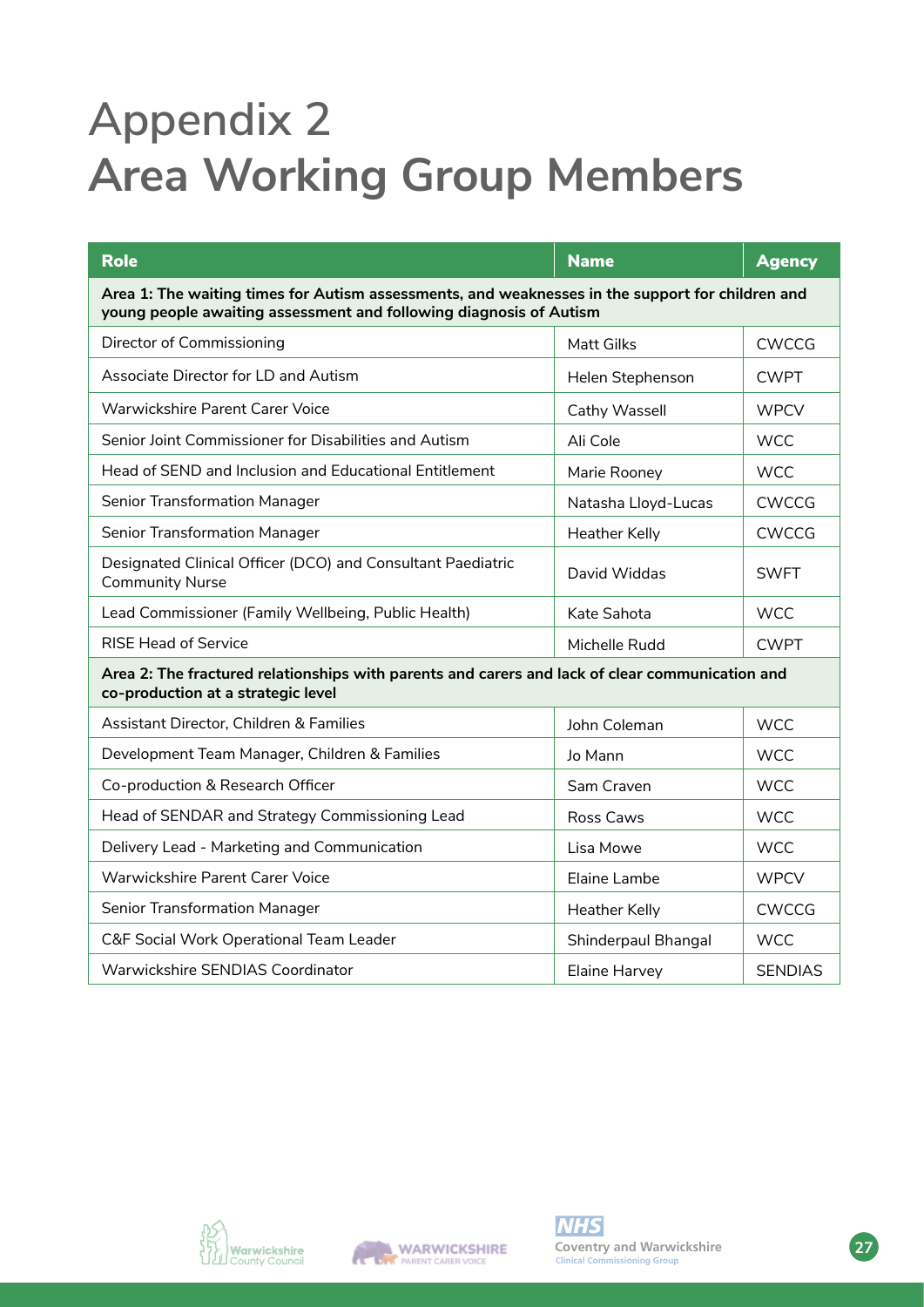# Appendix 2
# Area Working Group Members

| Role | Name | Agency |
|---|---|---|
| **Area 1: The waiting times for Autism assessments, and weaknesses in the support for children and young people awaiting assessment and following diagnosis of Autism** | | |
| Director of Commissioning | Matt Gilks | CWCCG |
| Associate Director for LD and Autism | Helen Stephenson | CWPT |
| Warwickshire Parent Carer Voice | Cathy Wassell | WPCV |
| Senior Joint Commissioner for Disabilities and Autism | Ali Cole | WCC |
| Head of SEND and Inclusion and Educational Entitlement | Marie Rooney | WCC |
| Senior Transformation Manager | Natasha Lloyd-Lucas | CWCCG |
| Senior Transformation Manager | Heather Kelly | CWCCG |
| Designated Clinical Officer (DCO) and Consultant Paediatric Community Nurse | David Widdas | SWFT |
| Lead Commissioner (Family Wellbeing, Public Health) | Kate Sahota | WCC |
| RISE Head of Service | Michelle Rudd | CWPT |
| **Area 2: The fractured relationships with parents and carers and lack of clear communication and co-production at a strategic level** | | |
| Assistant Director, Children & Families | John Coleman | WCC |
| Development Team Manager, Children & Families | Jo Mann | WCC |
| Co-production & Research Officer | Sam Craven | WCC |
| Head of SENDAR and Strategy Commissioning Lead | Ross Caws | WCC |
| Delivery Lead - Marketing and Communication | Lisa Mowe | WCC |
| Warwickshire Parent Carer Voice | Elaine Lambe | WPCV |
| Senior Transformation Manager | Heather Kelly | CWCCG |
| C&F Social Work Operational Team Leader | Shinderpaul Bhangal | WCC |
| Warwickshire SENDIAS Coordinator | Elaine Harvey | SENDIAS |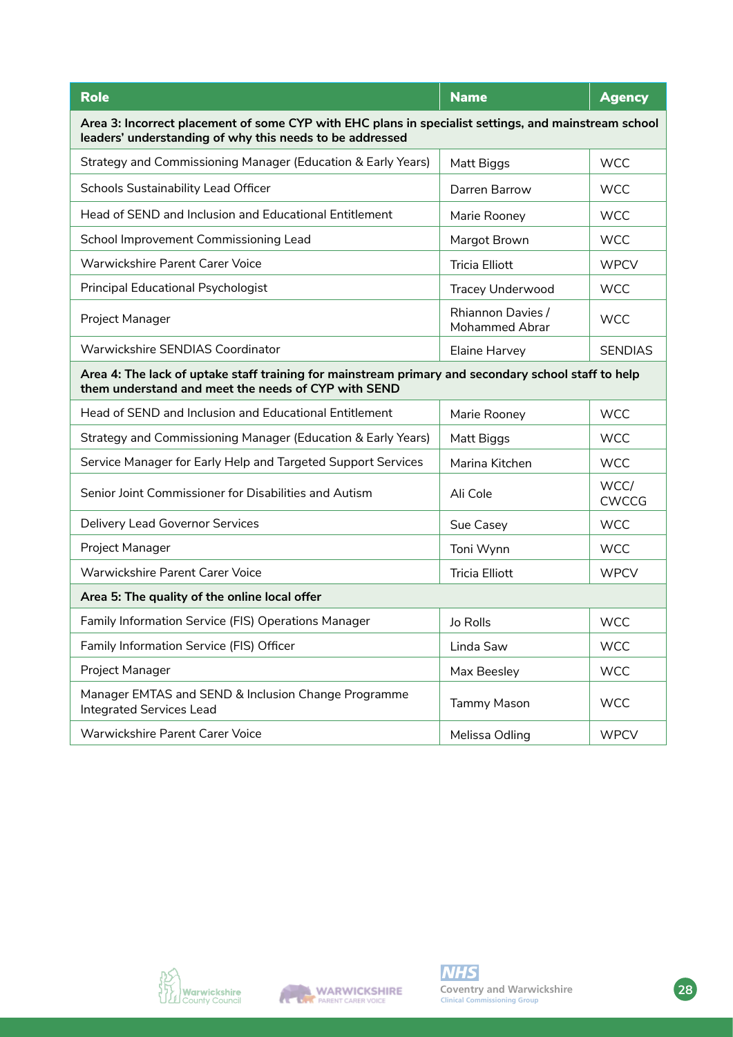| Role | Name | Agency |
|---|---|---|
| **Area 3: Incorrect placement of some CYP with EHC plans in specialist settings, and mainstream school leaders' understanding of why this needs to be addressed** | | |
| Strategy and Commissioning Manager (Education & Early Years) | Matt Biggs | WCC |
| Schools Sustainability Lead Officer | Darren Barrow | WCC |
| Head of SEND and Inclusion and Educational Entitlement | Marie Rooney | WCC |
| School Improvement Commissioning Lead | Margot Brown | WCC |
| Warwickshire Parent Carer Voice | Tricia Elliott | WPCV |
| Principal Educational Psychologist | Tracey Underwood | WCC |
| Project Manager | Rhiannon Davies / Mohammed Abrar | WCC |
| Warwickshire SENDIAS Coordinator | Elaine Harvey | SENDIAS |
| **Area 4: The lack of uptake staff training for mainstream primary and secondary school staff to help them understand and meet the needs of CYP with SEND** | | |
| Head of SEND and Inclusion and Educational Entitlement | Marie Rooney | WCC |
| Strategy and Commissioning Manager (Education & Early Years) | Matt Biggs | WCC |
| Service Manager for Early Help and Targeted Support Services | Marina Kitchen | WCC |
| Senior Joint Commissioner for Disabilities and Autism | Ali Cole | WCC/ CWCCG |
| Delivery Lead Governor Services | Sue Casey | WCC |
| Project Manager | Toni Wynn | WCC |
| Warwickshire Parent Carer Voice | Tricia Elliott | WPCV |
| **Area 5: The quality of the online local offer** | | |
| Family Information Service (FIS) Operations Manager | Jo Rolls | WCC |
| Family Information Service (FIS) Officer | Linda Saw | WCC |
| Project Manager | Max Beesley | WCC |
| Manager EMTAS and SEND & Inclusion Change Programme Integrated Services Lead | Tammy Mason | WCC |
| Warwickshire Parent Carer Voice | Melissa Odling | WPCV |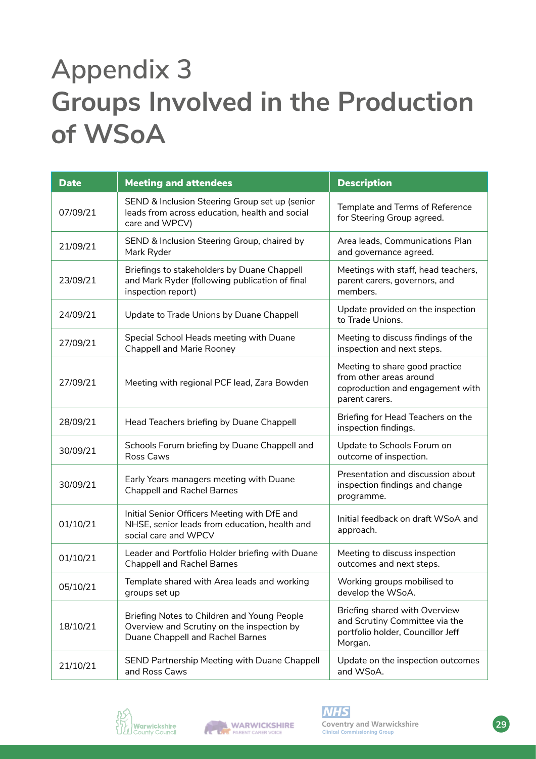# Appendix 3
# Groups Involved in the Production of WSoA

| Date | Meeting and attendees | Description |
|---|---|---|
| 07/09/21 | SEND & Inclusion Steering Group set up (senior leads from across education, health and social care and WPCV) | Template and Terms of Reference for Steering Group agreed. |
| 21/09/21 | SEND & Inclusion Steering Group, chaired by Mark Ryder | Area leads, Communications Plan and governance agreed. |
| 23/09/21 | Briefings to stakeholders by Duane Chappell and Mark Ryder (following publication of final inspection report) | Meetings with staff, head teachers, parent carers, governors, and members. |
| 24/09/21 | Update to Trade Unions by Duane Chappell | Update provided on the inspection to Trade Unions. |
| 27/09/21 | Special School Heads meeting with Duane Chappell and Marie Rooney | Meeting to discuss findings of the inspection and next steps. |
| 27/09/21 | Meeting with regional PCF lead, Zara Bowden | Meeting to share good practice from other areas around coproduction and engagement with parent carers. |
| 28/09/21 | Head Teachers briefing by Duane Chappell | Briefing for Head Teachers on the inspection findings. |
| 30/09/21 | Schools Forum briefing by Duane Chappell and Ross Caws | Update to Schools Forum on outcome of inspection. |
| 30/09/21 | Early Years managers meeting with Duane Chappell and Rachel Barnes | Presentation and discussion about inspection findings and change programme. |
| 01/10/21 | Initial Senior Officers Meeting with DfE and NHSE, senior leads from education, health and social care and WPCV | Initial feedback on draft WSoA and approach. |
| 01/10/21 | Leader and Portfolio Holder briefing with Duane Chappell and Rachel Barnes | Meeting to discuss inspection outcomes and next steps. |
| 05/10/21 | Template shared with Area leads and working groups set up | Working groups mobilised to develop the WSoA. |
| 18/10/21 | Briefing Notes to Children and Young People Overview and Scrutiny on the inspection by Duane Chappell and Rachel Barnes | Briefing shared with Overview and Scrutiny Committee via the portfolio holder, Councillor Jeff Morgan. |
| 21/10/21 | SEND Partnership Meeting with Duane Chappell and Ross Caws | Update on the inspection outcomes and WSoA. |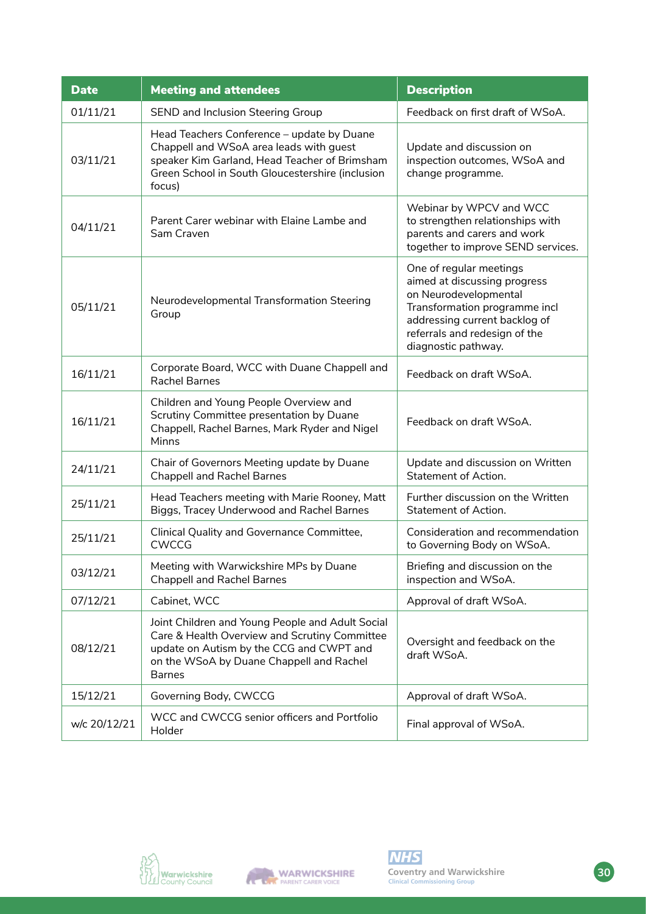| Date | Meeting and attendees | Description |
| --- | --- | --- |
| 01/11/21 | SEND and Inclusion Steering Group | Feedback on first draft of WSoA. |
| 03/11/21 | Head Teachers Conference – update by Duane Chappell and WSoA area leads with guest speaker Kim Garland, Head Teacher of Brimsham Green School in South Gloucestershire (inclusion focus) | Update and discussion on inspection outcomes, WSoA and change programme. |
| 04/11/21 | Parent Carer webinar with Elaine Lambe and Sam Craven | Webinar by WPCV and WCC to strengthen relationships with parents and carers and work together to improve SEND services. |
| 05/11/21 | Neurodevelopmental Transformation Steering Group | One of regular meetings aimed at discussing progress on Neurodevelopmental Transformation programme incl addressing current backlog of referrals and redesign of the diagnostic pathway. |
| 16/11/21 | Corporate Board, WCC with Duane Chappell and Rachel Barnes | Feedback on draft WSoA. |
| 16/11/21 | Children and Young People Overview and Scrutiny Committee presentation by Duane Chappell, Rachel Barnes, Mark Ryder and Nigel Minns | Feedback on draft WSoA. |
| 24/11/21 | Chair of Governors Meeting update by Duane Chappell and Rachel Barnes | Update and discussion on Written Statement of Action. |
| 25/11/21 | Head Teachers meeting with Marie Rooney, Matt Biggs, Tracey Underwood and Rachel Barnes | Further discussion on the Written Statement of Action. |
| 25/11/21 | Clinical Quality and Governance Committee, CWCCG | Consideration and recommendation to Governing Body on WSoA. |
| 03/12/21 | Meeting with Warwickshire MPs by Duane Chappell and Rachel Barnes | Briefing and discussion on the inspection and WSoA. |
| 07/12/21 | Cabinet, WCC | Approval of draft WSoA. |
| 08/12/21 | Joint Children and Young People and Adult Social Care & Health Overview and Scrutiny Committee update on Autism by the CCG and CWPT and on the WSoA by Duane Chappell and Rachel Barnes | Oversight and feedback on the draft WSoA. |
| 15/12/21 | Governing Body, CWCCG | Approval of draft WSoA. |
| w/c 20/12/21 | WCC and CWCCG senior officers and Portfolio Holder | Final approval of WSoA. |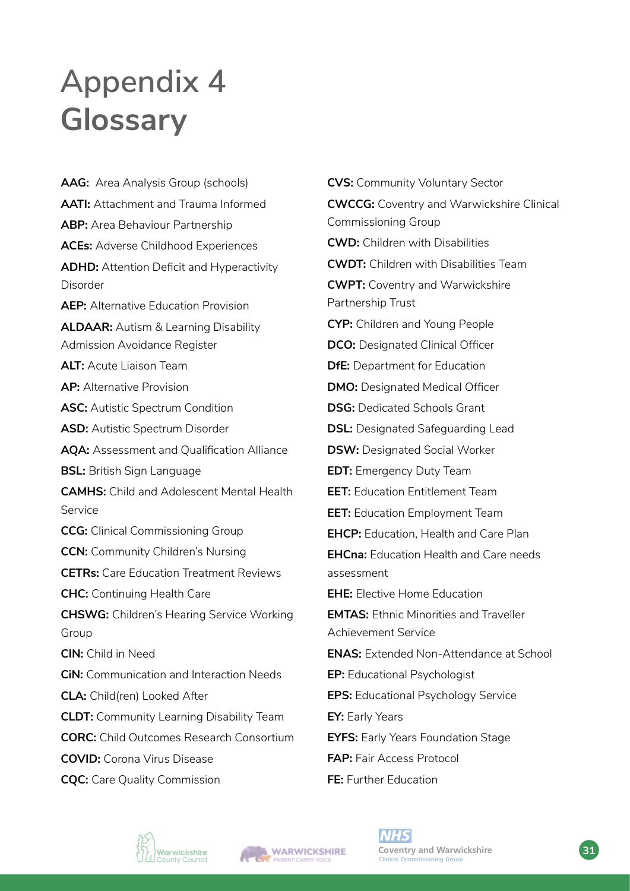# Appendix 4
# Glossary

**AAG:** Area Analysis Group (schools)

**AATI:** Attachment and Trauma Informed

**ABP:** Area Behaviour Partnership

**ACEs:** Adverse Childhood Experiences

**ADHD:** Attention Deficit and Hyperactivity Disorder

**AEP:** Alternative Education Provision

**ALDAAR:** Autism & Learning Disability Admission Avoidance Register

**ALT:** Acute Liaison Team

**AP:** Alternative Provision

**ASC:** Autistic Spectrum Condition

**ASD:** Autistic Spectrum Disorder

**AQA:** Assessment and Qualification Alliance

**BSL:** British Sign Language

**CAMHS:** Child and Adolescent Mental Health Service

**CCG:** Clinical Commissioning Group

**CCN:** Community Children's Nursing

**CETRs:** Care Education Treatment Reviews

**CHC:** Continuing Health Care

**CHSWG:** Children's Hearing Service Working Group

**CIN:** Child in Need

**CiN:** Communication and Interaction Needs

**CLA:** Child(ren) Looked After

**CLDT:** Community Learning Disability Team

**CORC:** Child Outcomes Research Consortium

**COVID:** Corona Virus Disease

**CQC:** Care Quality Commission

**CVS:** Community Voluntary Sector

**CWCCG:** Coventry and Warwickshire Clinical Commissioning Group

**CWD:** Children with Disabilities

**CWDT:** Children with Disabilities Team

**CWPT:** Coventry and Warwickshire Partnership Trust

**CYP:** Children and Young People

**DCO:** Designated Clinical Officer

**DfE:** Department for Education

**DMO:** Designated Medical Officer

**DSG:** Dedicated Schools Grant

**DSL:** Designated Safeguarding Lead

**DSW:** Designated Social Worker

**EDT:** Emergency Duty Team

**EET:** Education Entitlement Team

**EET:** Education Employment Team

**EHCP:** Education, Health and Care Plan

**EHCna:** Education Health and Care needs assessment

**EHE:** Elective Home Education

**EMTAS:** Ethnic Minorities and Traveller Achievement Service

**ENAS:** Extended Non-Attendance at School

**EP:** Educational Psychologist

**EPS:** Educational Psychology Service

**EY:** Early Years

**EYFS:** Early Years Foundation Stage

**FAP:** Fair Access Protocol

**FE:** Further Education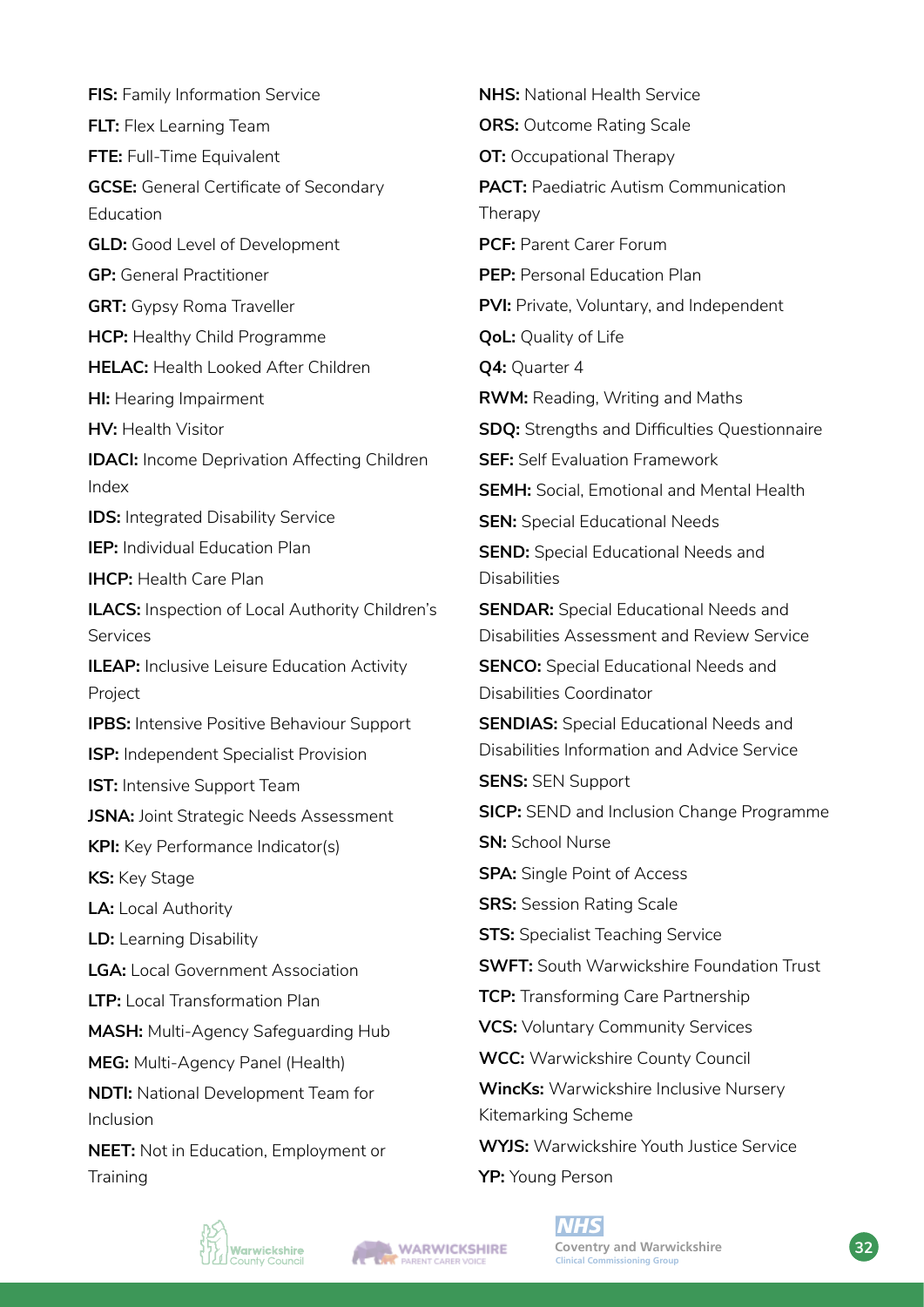**FIS:** Family Information Service

**FLT:** Flex Learning Team

**FTE:** Full-Time Equivalent

**GCSE:** General Certificate of Secondary Education

**GLD:** Good Level of Development

**GP:** General Practitioner

**GRT:** Gypsy Roma Traveller

**HCP:** Healthy Child Programme

**HELAC:** Health Looked After Children

**HI:** Hearing Impairment

**HV:** Health Visitor

**IDACI:** Income Deprivation Affecting Children Index

**IDS:** Integrated Disability Service

**IEP:** Individual Education Plan

**IHCP:** Health Care Plan

**ILACS:** Inspection of Local Authority Children's Services

**ILEAP:** Inclusive Leisure Education Activity Project

**IPBS:** Intensive Positive Behaviour Support

**ISP:** Independent Specialist Provision

**IST:** Intensive Support Team

**JSNA:** Joint Strategic Needs Assessment

**KPI:** Key Performance Indicator(s)

**KS:** Key Stage

**LA:** Local Authority

**LD:** Learning Disability

**LGA:** Local Government Association

**LTP:** Local Transformation Plan

**MASH:** Multi-Agency Safeguarding Hub

**MEG:** Multi-Agency Panel (Health)

**NDTI:** National Development Team for Inclusion

**NEET:** Not in Education, Employment or Training

**NHS:** National Health Service

**ORS:** Outcome Rating Scale

**OT:** Occupational Therapy

**PACT:** Paediatric Autism Communication Therapy

**PCF:** Parent Carer Forum

**PEP:** Personal Education Plan

**PVI:** Private, Voluntary, and Independent

**QoL:** Quality of Life

**Q4:** Quarter 4

**RWM:** Reading, Writing and Maths

**SDQ:** Strengths and Difficulties Questionnaire

**SEF:** Self Evaluation Framework

**SEMH:** Social, Emotional and Mental Health

**SEN:** Special Educational Needs

**SEND:** Special Educational Needs and Disabilities

**SENDAR:** Special Educational Needs and Disabilities Assessment and Review Service

**SENCO:** Special Educational Needs and Disabilities Coordinator

**SENDIAS:** Special Educational Needs and Disabilities Information and Advice Service

**SENS:** SEN Support

**SICP:** SEND and Inclusion Change Programme

**SN:** School Nurse

**SPA:** Single Point of Access

**SRS:** Session Rating Scale

**STS:** Specialist Teaching Service

**SWFT:** South Warwickshire Foundation Trust

**TCP:** Transforming Care Partnership

**VCS:** Voluntary Community Services

**WCC:** Warwickshire County Council

**WincKs:** Warwickshire Inclusive Nursery Kitemarking Scheme

**WYJS:** Warwickshire Youth Justice Service

**YP:** Young Person